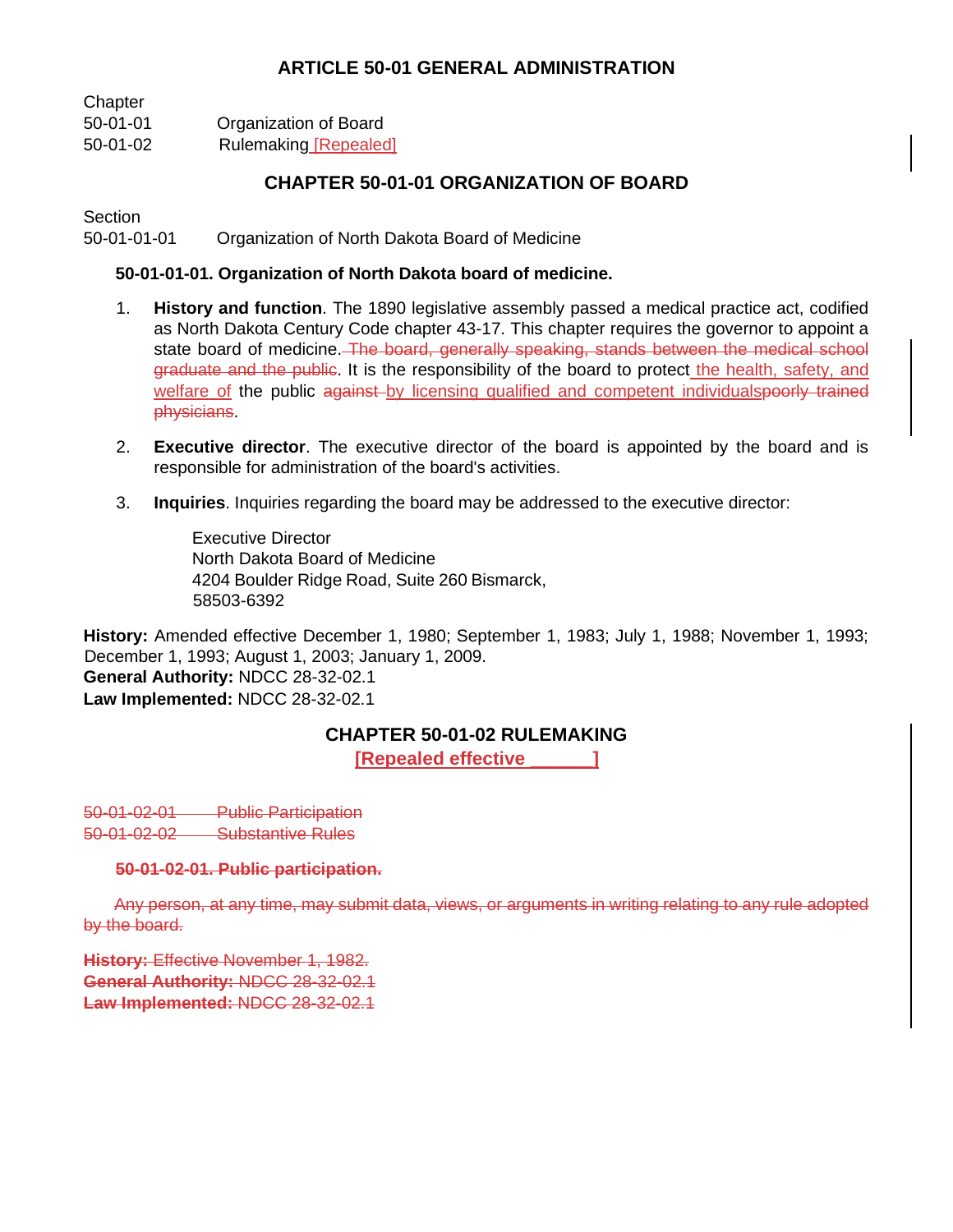# ARTICLE 50-01 GENERAL ADMINISTRATION

Chapter
50-01-01 Organization of Board
50-01-02 Rulemaking ~~~~[Repealed]

## CHAPTER 50-01-01 ORGANIZATION OF BOARD

Section
50-01-01-01 Organization of North Dakota Board of Medicine

**50-01-01-01. Organization of North Dakota board of medicine.**

1. **History and function**. The 1890 legislative assembly passed a medical practice act, codified as North Dakota Century Code chapter 43-17. This chapter requires the governor to appoint a state board of medicine. ~~The board, generally speaking, stands between the medical school graduate and the public~~. It is the responsibility of the board to protect the health, safety, and welfare of the public ~~against~~ by licensing qualified and competent individuals~~poorly trained physicians~~.

2. **Executive director**. The executive director of the board is appointed by the board and is responsible for administration of the board's activities.

3. **Inquiries**. Inquiries regarding the board may be addressed to the executive director:

   Executive Director
   North Dakota Board of Medicine
   4204 Boulder Ridge Road, Suite 260 Bismarck,
   58503-6392

**History:** Amended effective December 1, 1980; September 1, 1983; July 1, 1988; November 1, 1993; December 1, 1993; August 1, 2003; January 1, 2009.
**General Authority:** NDCC 28-32-02.1
**Law Implemented:** NDCC 28-32-02.1

## CHAPTER 50-01-02 RULEMAKING
**[Repealed effective ______]**

~~50-01-02-01 Public Participation~~
~~50-01-02-02 Substantive Rules~~

~~**50-01-02-01. Public participation.**~~

~~Any person, at any time, may submit data, views, or arguments in writing relating to any rule adopted by the board.~~

~~**History:** Effective November 1, 1982.~~
~~**General Authority:** NDCC 28-32-02.1~~
~~**Law Implemented:** NDCC 28-32-02.1~~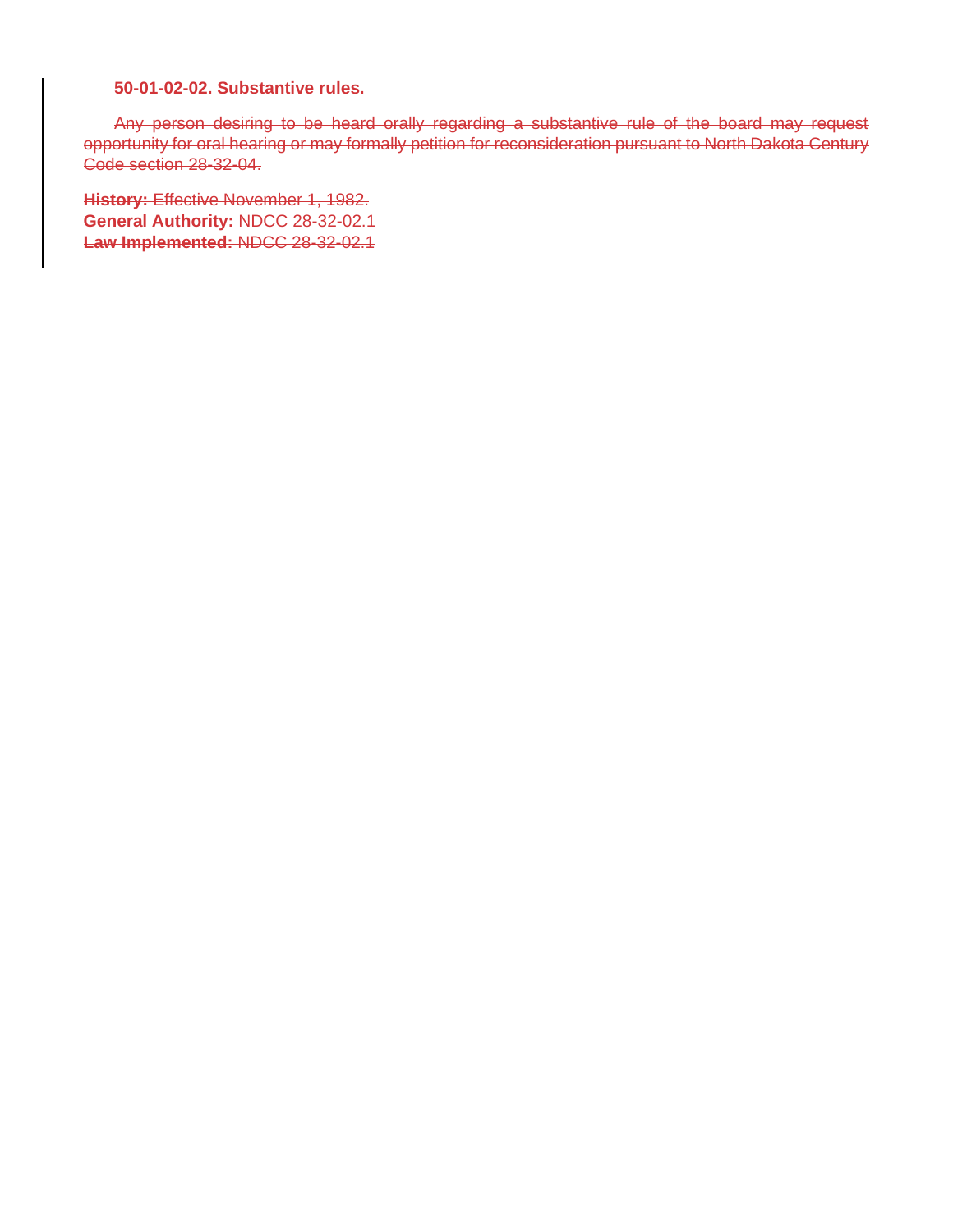~~**50-01-02-02. Substantive rules.**~~

~~Any person desiring to be heard orally regarding a substantive rule of the board may request opportunity for oral hearing or may formally petition for reconsideration pursuant to North Dakota Century Code section 28-32-04.~~

~~**History:** Effective November 1, 1982.~~
~~**General Authority:** NDCC 28-32-02.1~~
~~**Law Implemented:** NDCC 28-32-02.1~~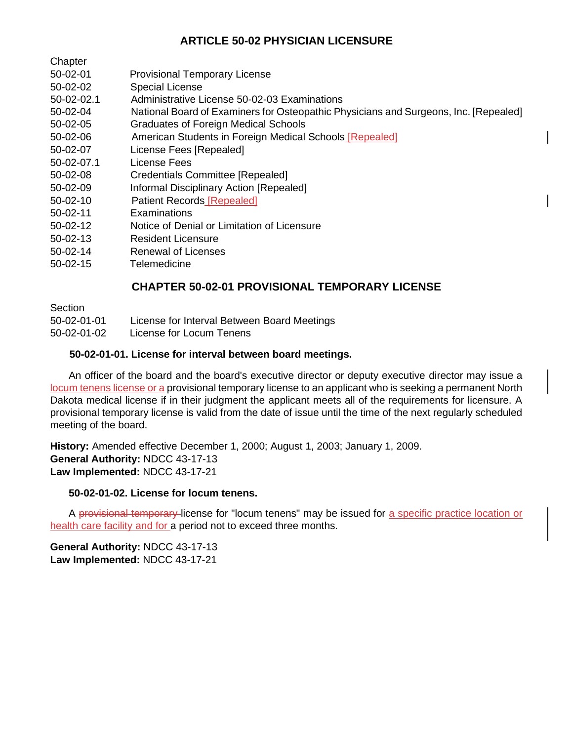# ARTICLE 50-02 PHYSICIAN LICENSURE

| Chapter | |
|---|---|
| 50-02-01 | Provisional Temporary License |
| 50-02-02 | Special License |
| 50-02-02.1 | Administrative License 50-02-03 Examinations |
| 50-02-04 | National Board of Examiners for Osteopathic Physicians and Surgeons, Inc. [Repealed] |
| 50-02-05 | Graduates of Foreign Medical Schools |
| 50-02-06 | American Students in Foreign Medical Schools [Repealed] |
| 50-02-07 | License Fees [Repealed] |
| 50-02-07.1 | License Fees |
| 50-02-08 | Credentials Committee [Repealed] |
| 50-02-09 | Informal Disciplinary Action [Repealed] |
| 50-02-10 | Patient Records [Repealed] |
| 50-02-11 | Examinations |
| 50-02-12 | Notice of Denial or Limitation of Licensure |
| 50-02-13 | Resident Licensure |
| 50-02-14 | Renewal of Licenses |
| 50-02-15 | Telemedicine |

## CHAPTER 50-02-01 PROVISIONAL TEMPORARY LICENSE

| Section | |
|---|---|
| 50-02-01-01 | License for Interval Between Board Meetings |
| 50-02-01-02 | License for Locum Tenens |

**50-02-01-01. License for interval between board meetings.**

An officer of the board and the board's executive director or deputy executive director may issue a locum tenens license or a provisional temporary license to an applicant who is seeking a permanent North Dakota medical license if in their judgment the applicant meets all of the requirements for licensure. A provisional temporary license is valid from the date of issue until the time of the next regularly scheduled meeting of the board.

**History:** Amended effective December 1, 2000; August 1, 2003; January 1, 2009.
**General Authority:** NDCC 43-17-13
**Law Implemented:** NDCC 43-17-21

**50-02-01-02. License for locum tenens.**

A ~~provisional temporary~~ license for "locum tenens" may be issued for a specific practice location or health care facility and for a period not to exceed three months.

**General Authority:** NDCC 43-17-13
**Law Implemented:** NDCC 43-17-21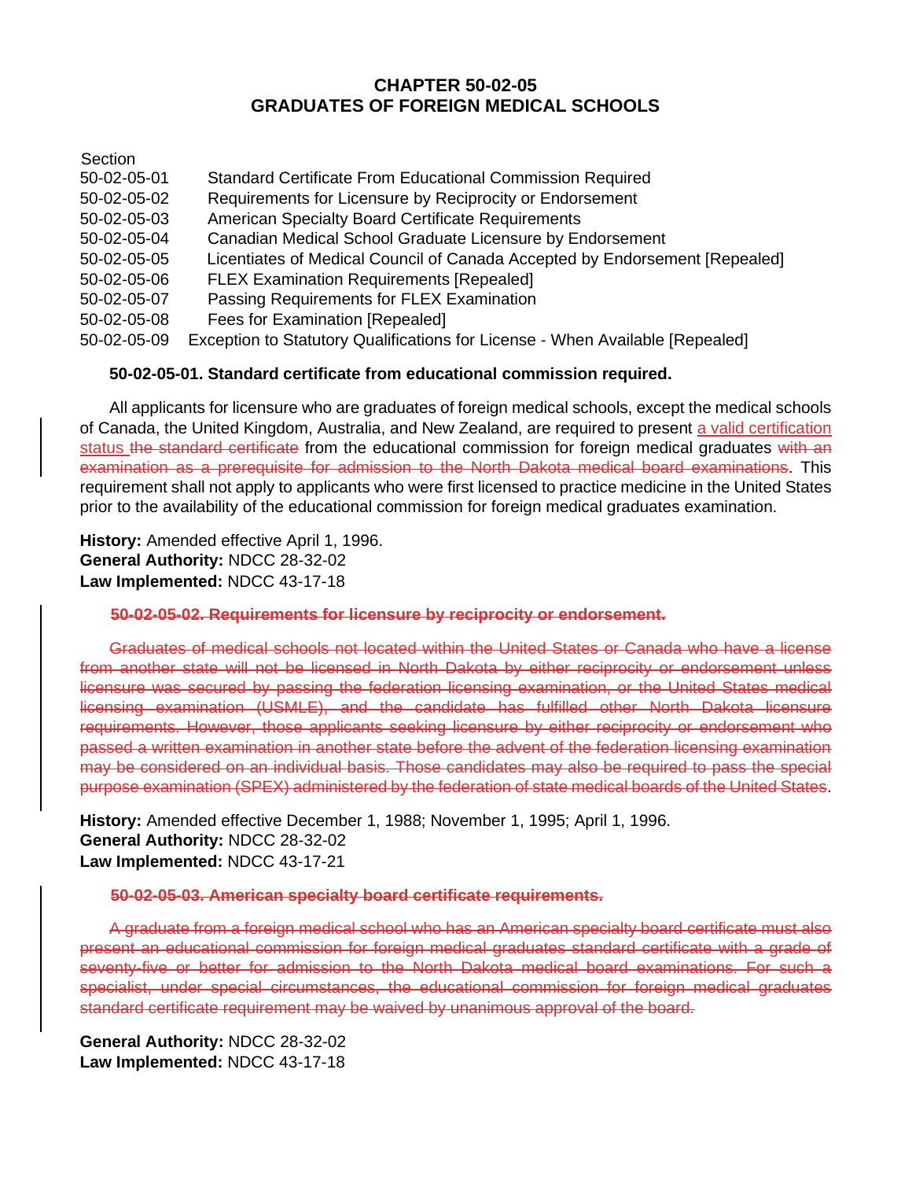# CHAPTER 50-02-05
# GRADUATES OF FOREIGN MEDICAL SCHOOLS

| Section | |
|---|---|
| 50-02-05-01 | Standard Certificate From Educational Commission Required |
| 50-02-05-02 | Requirements for Licensure by Reciprocity or Endorsement |
| 50-02-05-03 | American Specialty Board Certificate Requirements |
| 50-02-05-04 | Canadian Medical School Graduate Licensure by Endorsement |
| 50-02-05-05 | Licentiates of Medical Council of Canada Accepted by Endorsement [Repealed] |
| 50-02-05-06 | FLEX Examination Requirements [Repealed] |
| 50-02-05-07 | Passing Requirements for FLEX Examination |
| 50-02-05-08 | Fees for Examination [Repealed] |
| 50-02-05-09 | Exception to Statutory Qualifications for License - When Available [Repealed] |

**50-02-05-01. Standard certificate from educational commission required.**

All applicants for licensure who are graduates of foreign medical schools, except the medical schools of Canada, the United Kingdom, Australia, and New Zealand, are required to present <u>a valid certification status</u> ~~the standard certificate~~ from the educational commission for foreign medical graduates ~~with an examination as a prerequisite for admission to the North Dakota medical board examinations~~. This requirement shall not apply to applicants who were first licensed to practice medicine in the United States prior to the availability of the educational commission for foreign medical graduates examination.

**History:** Amended effective April 1, 1996.
**General Authority:** NDCC 28-32-02
**Law Implemented:** NDCC 43-17-18

~~**50-02-05-02. Requirements for licensure by reciprocity or endorsement.**~~

~~Graduates of medical schools not located within the United States or Canada who have a license from another state will not be licensed in North Dakota by either reciprocity or endorsement unless licensure was secured by passing the federation licensing examination, or the United States medical licensing examination (USMLE), and the candidate has fulfilled other North Dakota licensure requirements. However, those applicants seeking licensure by either reciprocity or endorsement who passed a written examination in another state before the advent of the federation licensing examination may be considered on an individual basis. Those candidates may also be required to pass the special purpose examination (SPEX) administered by the federation of state medical boards of the United States~~.

**History:** Amended effective December 1, 1988; November 1, 1995; April 1, 1996.
**General Authority:** NDCC 28-32-02
**Law Implemented:** NDCC 43-17-21

~~**50-02-05-03. American specialty board certificate requirements.**~~

~~A graduate from a foreign medical school who has an American specialty board certificate must also present an educational commission for foreign medical graduates standard certificate with a grade of seventy-five or better for admission to the North Dakota medical board examinations. For such a specialist, under special circumstances, the educational commission for foreign medical graduates standard certificate requirement may be waived by unanimous approval of the board.~~

**General Authority:** NDCC 28-32-02
**Law Implemented:** NDCC 43-17-18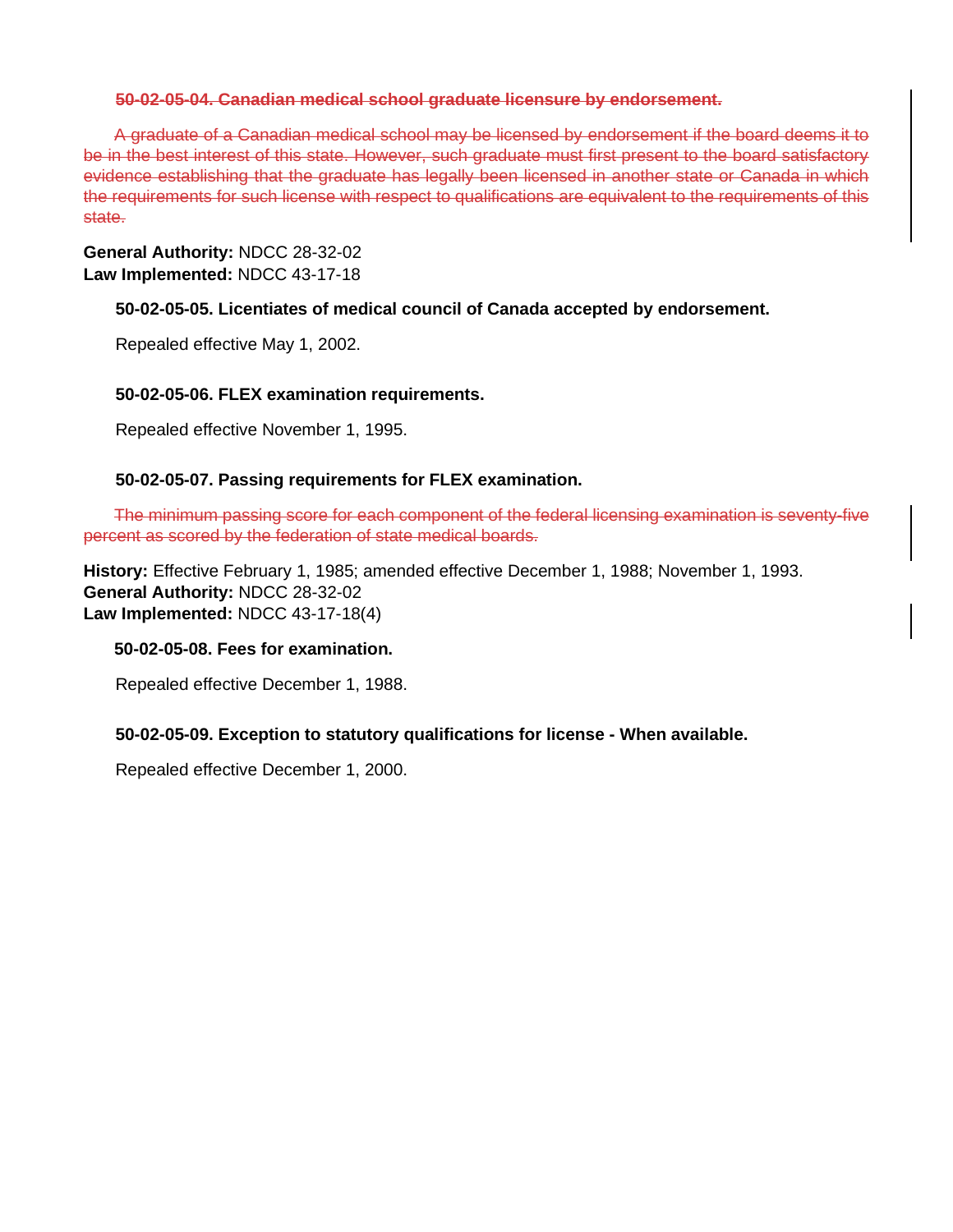~~**50-02-05-04. Canadian medical school graduate licensure by endorsement.**~~

~~A graduate of a Canadian medical school may be licensed by endorsement if the board deems it to be in the best interest of this state. However, such graduate must first present to the board satisfactory evidence establishing that the graduate has legally been licensed in another state or Canada in which the requirements for such license with respect to qualifications are equivalent to the requirements of this state.~~

**General Authority:** NDCC 28-32-02
**Law Implemented:** NDCC 43-17-18

**50-02-05-05. Licentiates of medical council of Canada accepted by endorsement.**

Repealed effective May 1, 2002.

**50-02-05-06. FLEX examination requirements.**

Repealed effective November 1, 1995.

**50-02-05-07. Passing requirements for FLEX examination.**

~~The minimum passing score for each component of the federal licensing examination is seventy-five percent as scored by the federation of state medical boards.~~

**History:** Effective February 1, 1985; amended effective December 1, 1988; November 1, 1993.
**General Authority:** NDCC 28-32-02
**Law Implemented:** NDCC 43-17-18(4)

**50-02-05-08. Fees for examination.**

Repealed effective December 1, 1988.

**50-02-05-09. Exception to statutory qualifications for license - When available.**

Repealed effective December 1, 2000.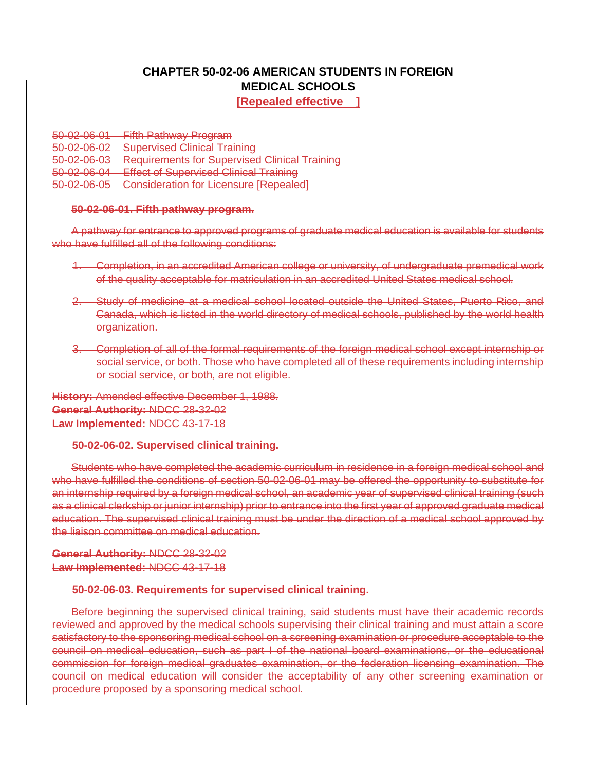# CHAPTER 50-02-06 AMERICAN STUDENTS IN FOREIGN MEDICAL SCHOOLS

**[Repealed effective ]**

~~50-02-06-01 Fifth Pathway Program~~
~~50-02-06-02 Supervised Clinical Training~~
~~50-02-06-03 Requirements for Supervised Clinical Training~~
~~50-02-06-04 Effect of Supervised Clinical Training~~
~~50-02-06-05 Consideration for Licensure [Repealed]~~

### ~~50-02-06-01. Fifth pathway program.~~

~~A pathway for entrance to approved programs of graduate medical education is available for students who have fulfilled all of the following conditions:~~

1. ~~Completion, in an accredited American college or university, of undergraduate premedical work of the quality acceptable for matriculation in an accredited United States medical school.~~

2. ~~Study of medicine at a medical school located outside the United States, Puerto Rico, and Canada, which is listed in the world directory of medical schools, published by the world health organization.~~

3. ~~Completion of all of the formal requirements of the foreign medical school except internship or social service, or both. Those who have completed all of these requirements including internship or social service, or both, are not eligible.~~

~~**History:** Amended effective December 1, 1988.~~
~~**General Authority:** NDCC 28-32-02~~
~~**Law Implemented:** NDCC 43-17-18~~

### ~~50-02-06-02. Supervised clinical training.~~

~~Students who have completed the academic curriculum in residence in a foreign medical school and who have fulfilled the conditions of section 50-02-06-01 may be offered the opportunity to substitute for an internship required by a foreign medical school, an academic year of supervised clinical training (such as a clinical clerkship or junior internship) prior to entrance into the first year of approved graduate medical education. The supervised clinical training must be under the direction of a medical school approved by the liaison committee on medical education.~~

~~**General Authority:** NDCC 28-32-02~~
~~**Law Implemented:** NDCC 43-17-18~~

### ~~50-02-06-03. Requirements for supervised clinical training.~~

~~Before beginning the supervised clinical training, said students must have their academic records reviewed and approved by the medical schools supervising their clinical training and must attain a score satisfactory to the sponsoring medical school on a screening examination or procedure acceptable to the council on medical education, such as part I of the national board examinations, or the educational commission for foreign medical graduates examination, or the federation licensing examination. The council on medical education will consider the acceptability of any other screening examination or procedure proposed by a sponsoring medical school.~~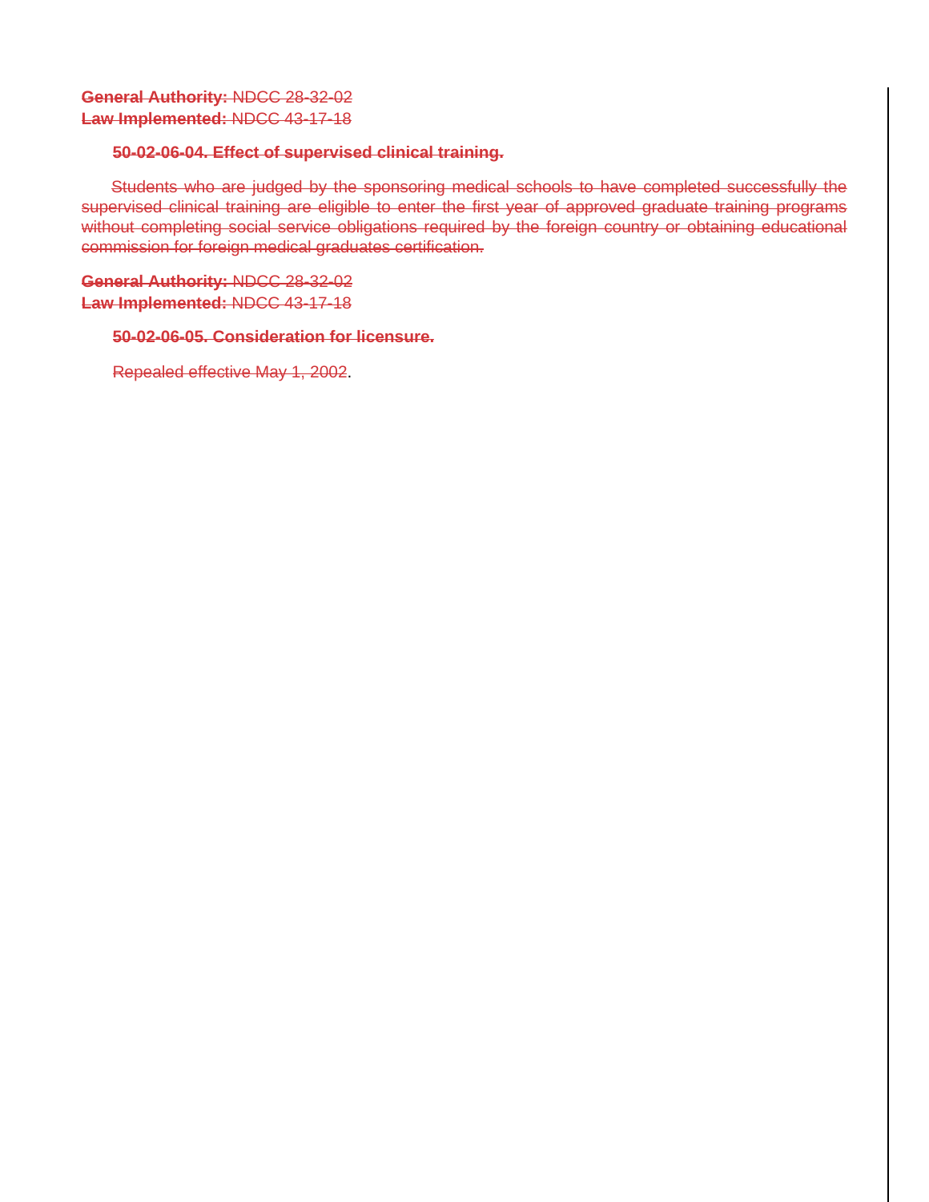~~**General Authority:** NDCC 28-32-02~~
~~**Law Implemented:** NDCC 43-17-18~~

~~**50-02-06-04. Effect of supervised clinical training.**~~

~~Students who are judged by the sponsoring medical schools to have completed successfully the supervised clinical training are eligible to enter the first year of approved graduate training programs without completing social service obligations required by the foreign country or obtaining educational commission for foreign medical graduates certification.~~

~~**General Authority:** NDCC 28-32-02~~
~~**Law Implemented:** NDCC 43-17-18~~

~~**50-02-06-05. Consideration for licensure.**~~

~~Repealed effective May 1, 2002~~.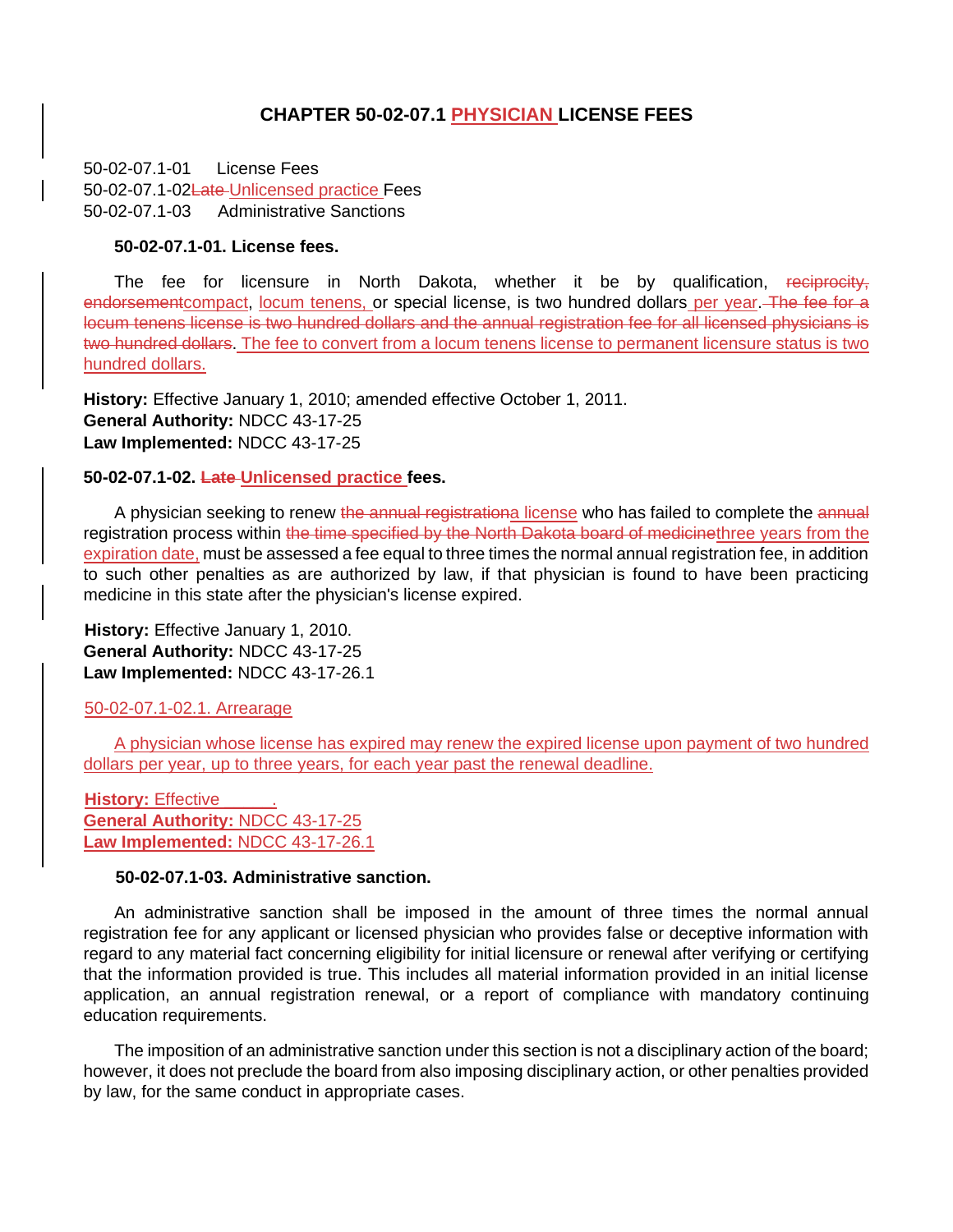# CHAPTER 50-02-07.1 PHYSICIAN LICENSE FEES

50-02-07.1-01 License Fees
50-02-07.1-02 ~~Late~~ Unlicensed practice Fees
50-02-07.1-03 Administrative Sanctions

**50-02-07.1-01. License fees.**

The fee for licensure in North Dakota, whether it be by qualification, ~~reciprocity, endorsement~~compact, locum tenens, or special license, is two hundred dollars per year. ~~The fee for a locum tenens license is two hundred dollars and the annual registration fee for all licensed physicians is two hundred dollars~~. The fee to convert from a locum tenens license to permanent licensure status is two hundred dollars.

**History:** Effective January 1, 2010; amended effective October 1, 2011.
**General Authority:** NDCC 43-17-25
**Law Implemented:** NDCC 43-17-25

**50-02-07.1-02. ~~Late~~ Unlicensed practice fees.**

A physician seeking to renew ~~the annual registration~~a license who has failed to complete the ~~annual~~ registration process within ~~the time specified by the North Dakota board of medicine~~three years from the expiration date, must be assessed a fee equal to three times the normal annual registration fee, in addition to such other penalties as are authorized by law, if that physician is found to have been practicing medicine in this state after the physician's license expired.

**History:** Effective January 1, 2010.
**General Authority:** NDCC 43-17-25
**Law Implemented:** NDCC 43-17-26.1

50-02-07.1-02.1. Arrearage

A physician whose license has expired may renew the expired license upon payment of two hundred dollars per year, up to three years, for each year past the renewal deadline.

**History:** Effective ______.
**General Authority:** NDCC 43-17-25
**Law Implemented:** NDCC 43-17-26.1

**50-02-07.1-03. Administrative sanction.**

An administrative sanction shall be imposed in the amount of three times the normal annual registration fee for any applicant or licensed physician who provides false or deceptive information with regard to any material fact concerning eligibility for initial licensure or renewal after verifying or certifying that the information provided is true. This includes all material information provided in an initial license application, an annual registration renewal, or a report of compliance with mandatory continuing education requirements.

The imposition of an administrative sanction under this section is not a disciplinary action of the board; however, it does not preclude the board from also imposing disciplinary action, or other penalties provided by law, for the same conduct in appropriate cases.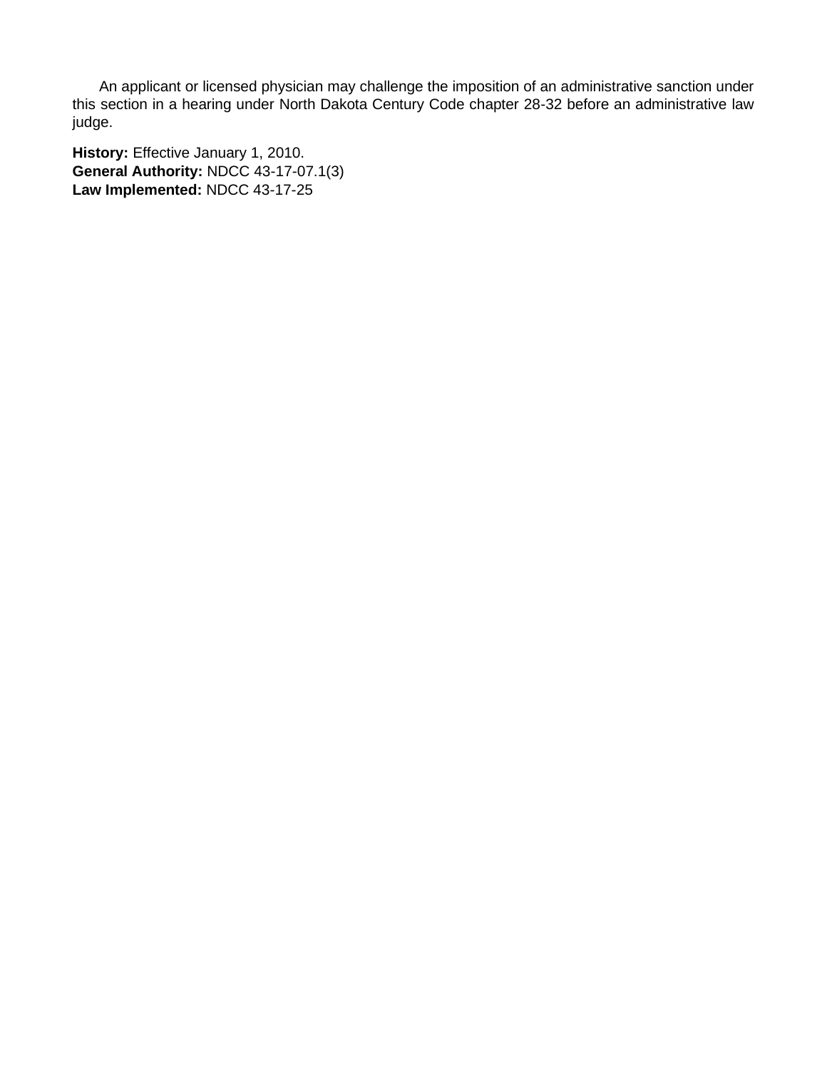An applicant or licensed physician may challenge the imposition of an administrative sanction under this section in a hearing under North Dakota Century Code chapter 28-32 before an administrative law judge.

**History:** Effective January 1, 2010.
**General Authority:** NDCC 43-17-07.1(3)
**Law Implemented:** NDCC 43-17-25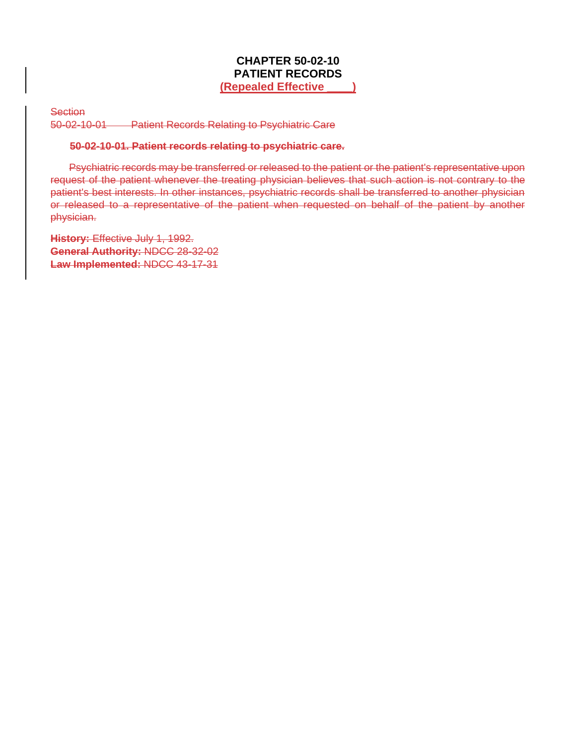# CHAPTER 50-02-10
# PATIENT RECORDS
**(Repealed Effective ____)**

~~Section~~
~~50-02-10-01 Patient Records Relating to Psychiatric Care~~

**~~50-02-10-01. Patient records relating to psychiatric care.~~**

~~Psychiatric records may be transferred or released to the patient or the patient's representative upon request of the patient whenever the treating physician believes that such action is not contrary to the patient's best interests. In other instances, psychiatric records shall be transferred to another physician or released to a representative of the patient when requested on behalf of the patient by another physician.~~

~~**History:** Effective July 1, 1992.~~
~~**General Authority:** NDCC 28-32-02~~
~~**Law Implemented:** NDCC 43-17-31~~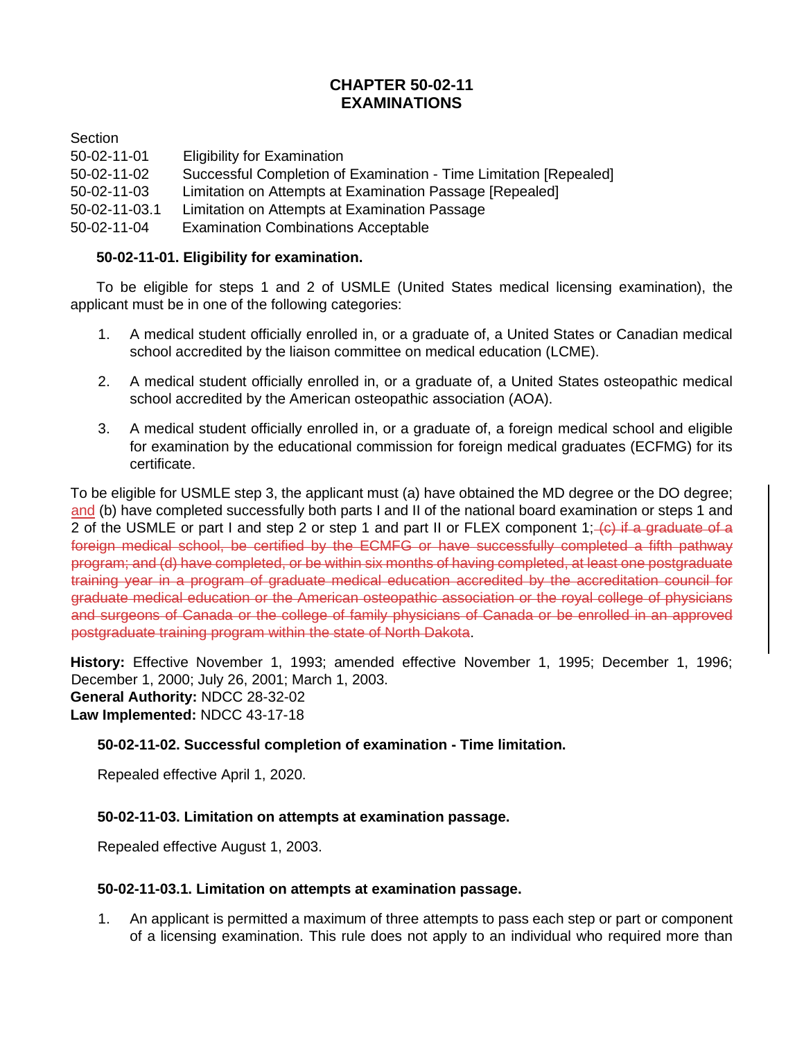# CHAPTER 50-02-11
# EXAMINATIONS

| Section | |
|---|---|
| 50-02-11-01 | Eligibility for Examination |
| 50-02-11-02 | Successful Completion of Examination - Time Limitation [Repealed] |
| 50-02-11-03 | Limitation on Attempts at Examination Passage [Repealed] |
| 50-02-11-03.1 | Limitation on Attempts at Examination Passage |
| 50-02-11-04 | Examination Combinations Acceptable |

**50-02-11-01. Eligibility for examination.**

To be eligible for steps 1 and 2 of USMLE (United States medical licensing examination), the applicant must be in one of the following categories:

1. A medical student officially enrolled in, or a graduate of, a United States or Canadian medical school accredited by the liaison committee on medical education (LCME).

2. A medical student officially enrolled in, or a graduate of, a United States osteopathic medical school accredited by the American osteopathic association (AOA).

3. A medical student officially enrolled in, or a graduate of, a foreign medical school and eligible for examination by the educational commission for foreign medical graduates (ECFMG) for its certificate.

To be eligible for USMLE step 3, the applicant must (a) have obtained the MD degree or the DO degree; and (b) have completed successfully both parts I and II of the national board examination or steps 1 and 2 of the USMLE or part I and step 2 or step 1 and part II or FLEX component 1; ~~(c) if a graduate of a foreign medical school, be certified by the ECFMG or have successfully completed a fifth pathway program; and (d) have completed, or be within six months of having completed, at least one postgraduate training year in a program of graduate medical education accredited by the accreditation council for graduate medical education or the American osteopathic association or the royal college of physicians and surgeons of Canada or the college of family physicians of Canada or be enrolled in an approved postgraduate training program within the state of North Dakota~~.

**History:** Effective November 1, 1993; amended effective November 1, 1995; December 1, 1996; December 1, 2000; July 26, 2001; March 1, 2003.
**General Authority:** NDCC 28-32-02
**Law Implemented:** NDCC 43-17-18

**50-02-11-02. Successful completion of examination - Time limitation.**

Repealed effective April 1, 2020.

**50-02-11-03. Limitation on attempts at examination passage.**

Repealed effective August 1, 2003.

**50-02-11-03.1. Limitation on attempts at examination passage.**

1. An applicant is permitted a maximum of three attempts to pass each step or part or component of a licensing examination. This rule does not apply to an individual who required more than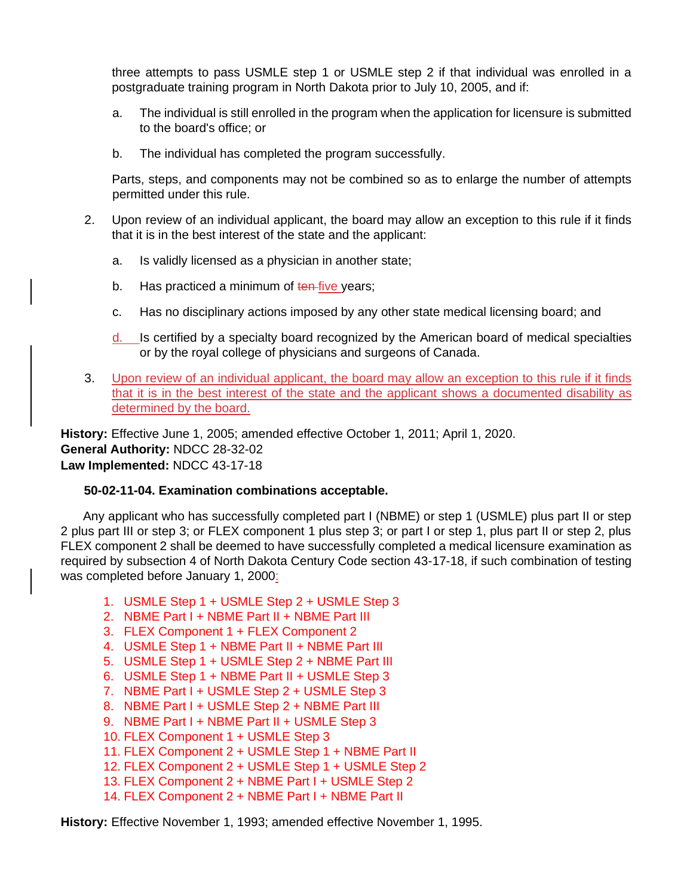three attempts to pass USMLE step 1 or USMLE step 2 if that individual was enrolled in a postgraduate training program in North Dakota prior to July 10, 2005, and if:

a. The individual is still enrolled in the program when the application for licensure is submitted to the board's office; or

b. The individual has completed the program successfully.

Parts, steps, and components may not be combined so as to enlarge the number of attempts permitted under this rule.

2. Upon review of an individual applicant, the board may allow an exception to this rule if it finds that it is in the best interest of the state and the applicant:

   a. Is validly licensed as a physician in another state;

   b. Has practiced a minimum of ~~ten~~ five years;

   c. Has no disciplinary actions imposed by any other state medical licensing board; and

   d. Is certified by a specialty board recognized by the American board of medical specialties or by the royal college of physicians and surgeons of Canada.

3. Upon review of an individual applicant, the board may allow an exception to this rule if it finds that it is in the best interest of the state and the applicant shows a documented disability as determined by the board.

**History:** Effective June 1, 2005; amended effective October 1, 2011; April 1, 2020.
**General Authority:** NDCC 28-32-02
**Law Implemented:** NDCC 43-17-18

**50-02-11-04. Examination combinations acceptable.**

Any applicant who has successfully completed part I (NBME) or step 1 (USMLE) plus part II or step 2 plus part III or step 3; or FLEX component 1 plus step 3; or part I or step 1, plus part II or step 2, plus FLEX component 2 shall be deemed to have successfully completed a medical licensure examination as required by subsection 4 of North Dakota Century Code section 43-17-18, if such combination of testing was completed before January 1, 2000:

1. USMLE Step 1 + USMLE Step 2 + USMLE Step 3
2. NBME Part I + NBME Part II + NBME Part III
3. FLEX Component 1 + FLEX Component 2
4. USMLE Step 1 + NBME Part II + NBME Part III
5. USMLE Step 1 + USMLE Step 2 + NBME Part III
6. USMLE Step 1 + NBME Part II + USMLE Step 3
7. NBME Part I + USMLE Step 2 + USMLE Step 3
8. NBME Part I + USMLE Step 2 + NBME Part III
9. NBME Part I + NBME Part II + USMLE Step 3
10. FLEX Component 1 + USMLE Step 3
11. FLEX Component 2 + USMLE Step 1 + NBME Part II
12. FLEX Component 2 + USMLE Step 1 + USMLE Step 2
13. FLEX Component 2 + NBME Part I + USMLE Step 2
14. FLEX Component 2 + NBME Part I + NBME Part II

**History:** Effective November 1, 1993; amended effective November 1, 1995.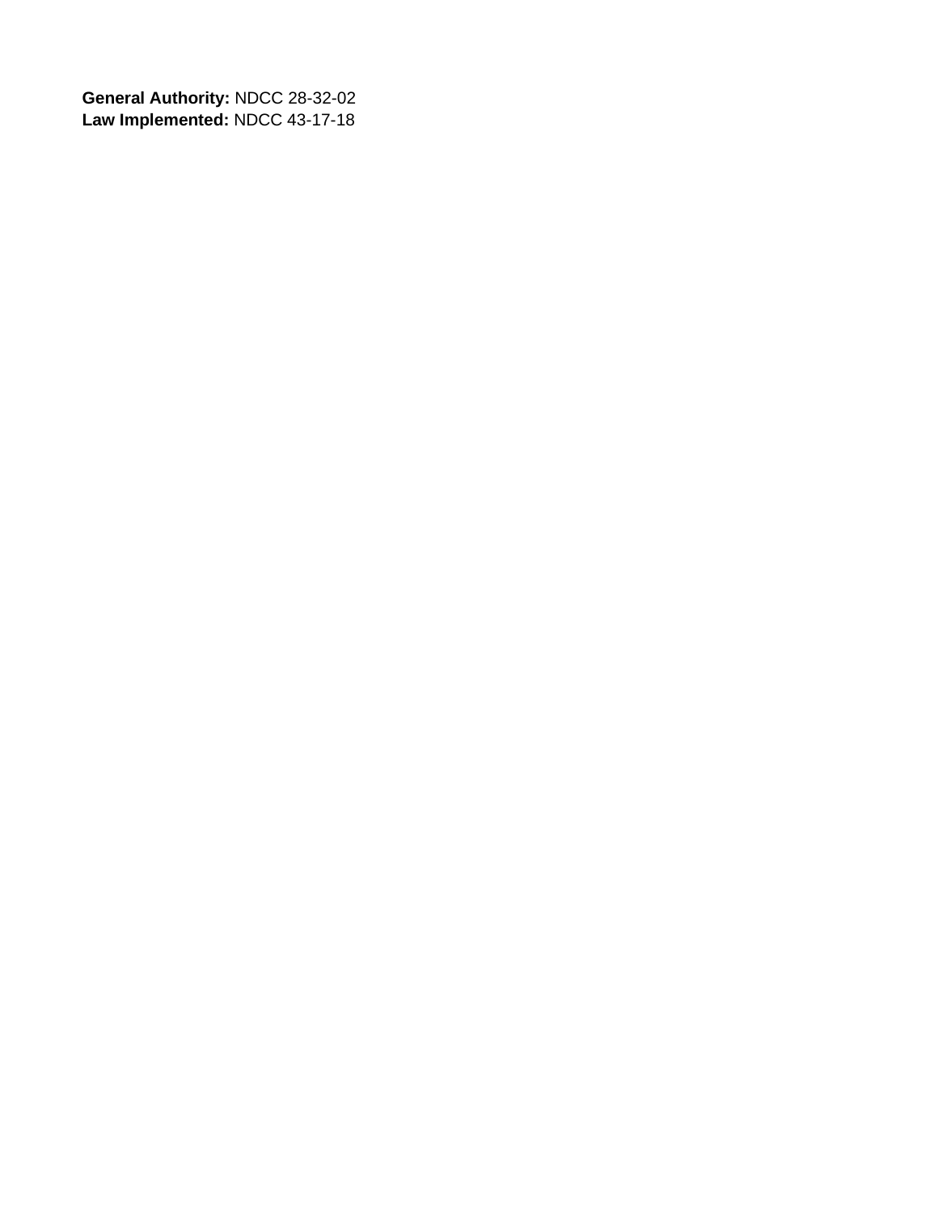**General Authority:** NDCC 28-32-02
**Law Implemented:** NDCC 43-17-18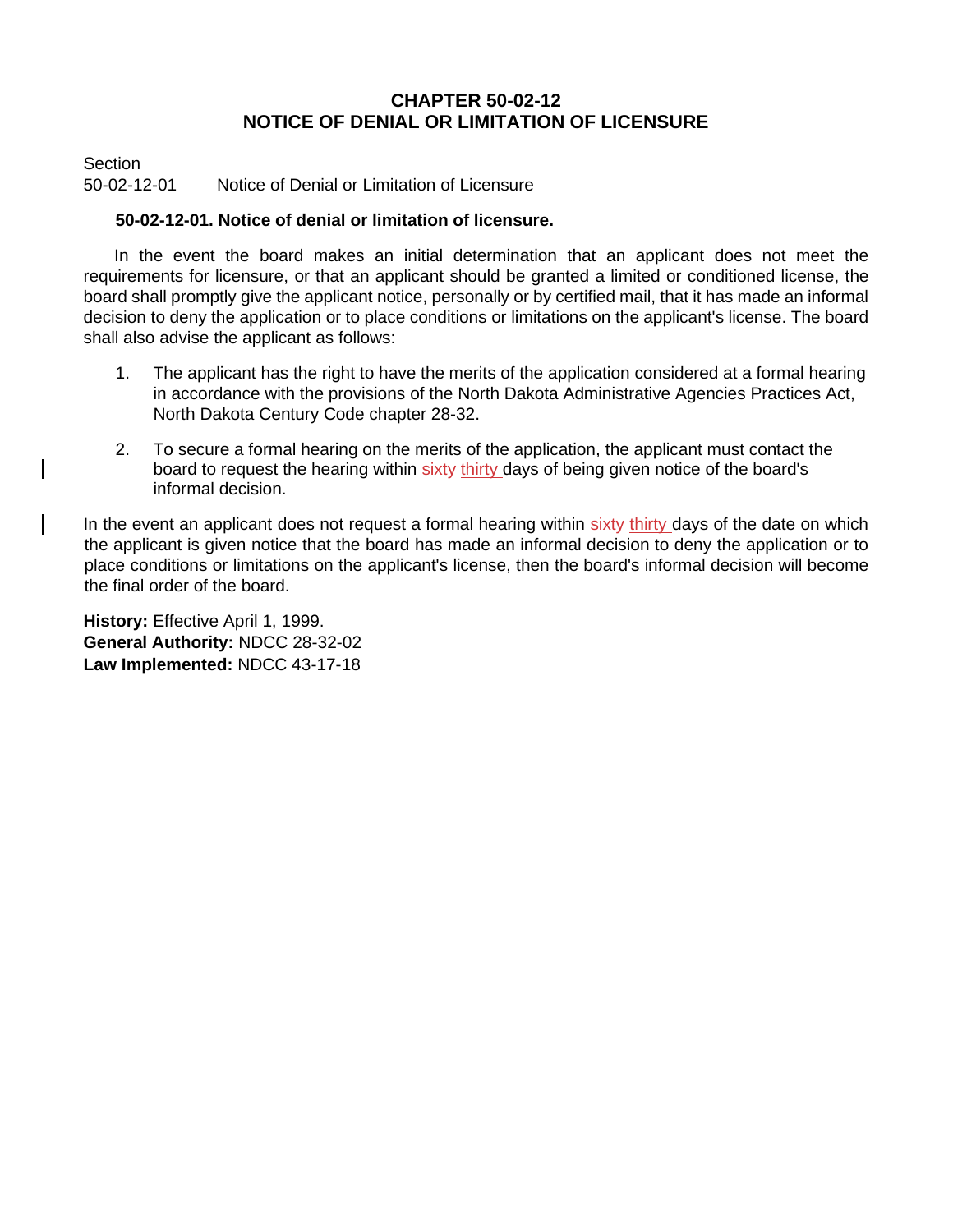# CHAPTER 50-02-12
# NOTICE OF DENIAL OR LIMITATION OF LICENSURE

Section
50-02-12-01 Notice of Denial or Limitation of Licensure

**50-02-12-01. Notice of denial or limitation of licensure.**

In the event the board makes an initial determination that an applicant does not meet the requirements for licensure, or that an applicant should be granted a limited or conditioned license, the board shall promptly give the applicant notice, personally or by certified mail, that it has made an informal decision to deny the application or to place conditions or limitations on the applicant's license. The board shall also advise the applicant as follows:

1. The applicant has the right to have the merits of the application considered at a formal hearing in accordance with the provisions of the North Dakota Administrative Agencies Practices Act, North Dakota Century Code chapter 28-32.

2. To secure a formal hearing on the merits of the application, the applicant must contact the board to request the hearing within ~~sixty~~ thirty days of being given notice of the board's informal decision.

In the event an applicant does not request a formal hearing within ~~sixty~~ thirty days of the date on which the applicant is given notice that the board has made an informal decision to deny the application or to place conditions or limitations on the applicant's license, then the board's informal decision will become the final order of the board.

**History:** Effective April 1, 1999.
**General Authority:** NDCC 28-32-02
**Law Implemented:** NDCC 43-17-18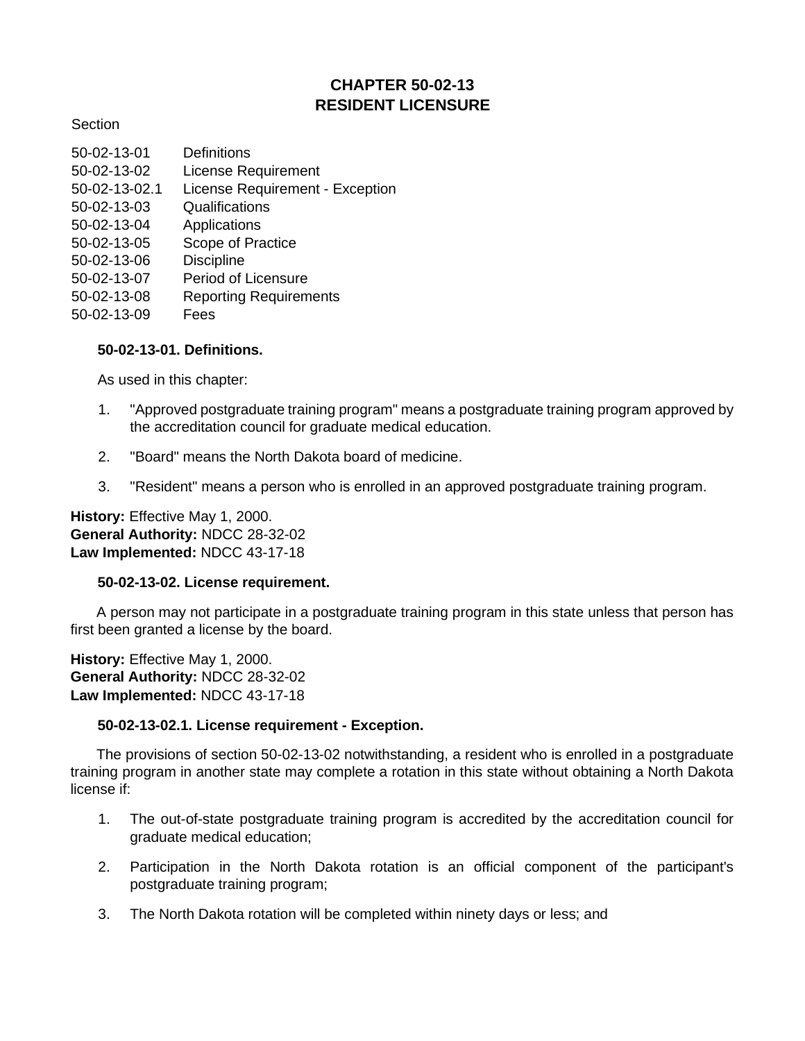# CHAPTER 50-02-13
# RESIDENT LICENSURE

Section

| | |
|---|---|
| 50-02-13-01 | Definitions |
| 50-02-13-02 | License Requirement |
| 50-02-13-02.1 | License Requirement - Exception |
| 50-02-13-03 | Qualifications |
| 50-02-13-04 | Applications |
| 50-02-13-05 | Scope of Practice |
| 50-02-13-06 | Discipline |
| 50-02-13-07 | Period of Licensure |
| 50-02-13-08 | Reporting Requirements |
| 50-02-13-09 | Fees |

**50-02-13-01. Definitions.**

As used in this chapter:

1. "Approved postgraduate training program" means a postgraduate training program approved by the accreditation council for graduate medical education.
2. "Board" means the North Dakota board of medicine.
3. "Resident" means a person who is enrolled in an approved postgraduate training program.

**History:** Effective May 1, 2000.
**General Authority:** NDCC 28-32-02
**Law Implemented:** NDCC 43-17-18

**50-02-13-02. License requirement.**

A person may not participate in a postgraduate training program in this state unless that person has first been granted a license by the board.

**History:** Effective May 1, 2000.
**General Authority:** NDCC 28-32-02
**Law Implemented:** NDCC 43-17-18

**50-02-13-02.1. License requirement - Exception.**

The provisions of section 50-02-13-02 notwithstanding, a resident who is enrolled in a postgraduate training program in another state may complete a rotation in this state without obtaining a North Dakota license if:

1. The out-of-state postgraduate training program is accredited by the accreditation council for graduate medical education;
2. Participation in the North Dakota rotation is an official component of the participant's postgraduate training program;
3. The North Dakota rotation will be completed within ninety days or less; and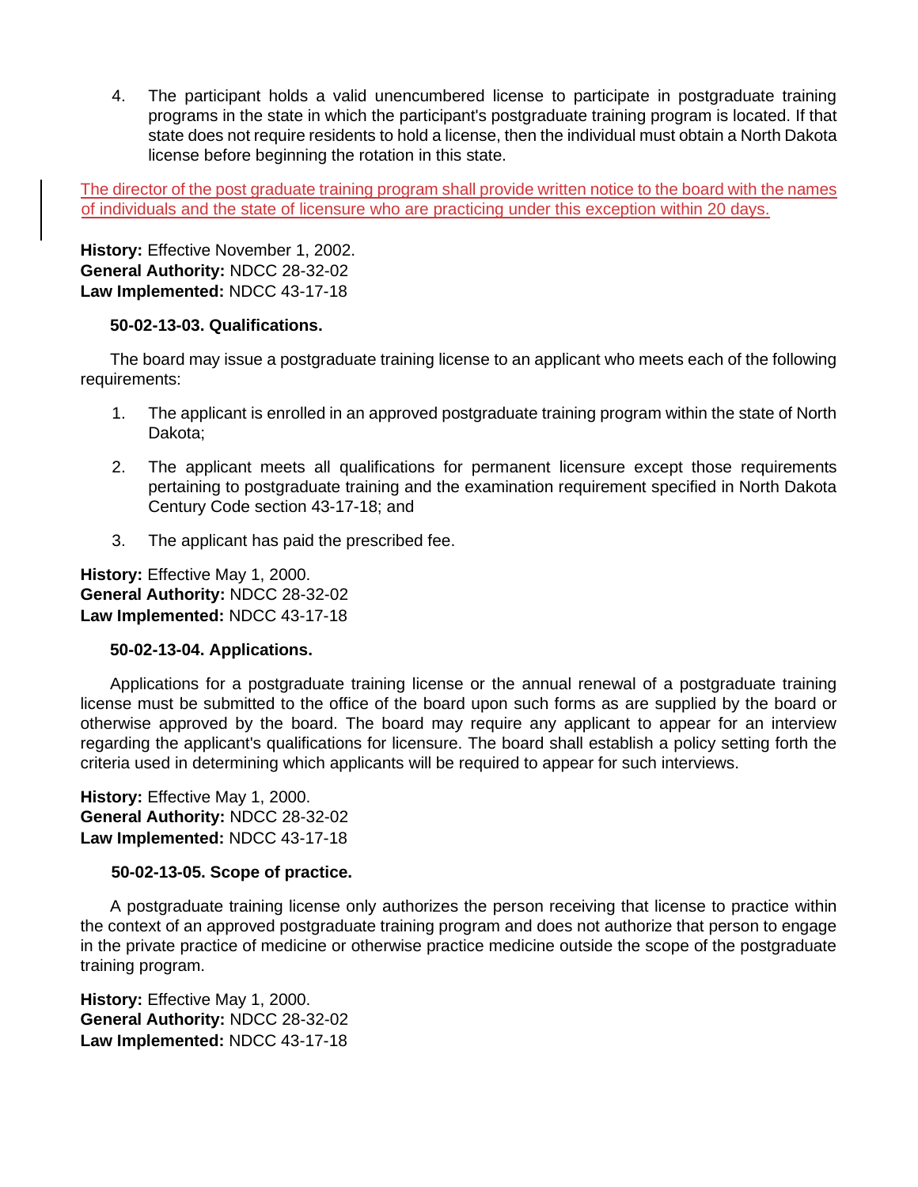4. The participant holds a valid unencumbered license to participate in postgraduate training programs in the state in which the participant's postgraduate training program is located. If that state does not require residents to hold a license, then the individual must obtain a North Dakota license before beginning the rotation in this state.

The director of the post graduate training program shall provide written notice to the board with the names of individuals and the state of licensure who are practicing under this exception within 20 days.

**History:** Effective November 1, 2002.
**General Authority:** NDCC 28-32-02
**Law Implemented:** NDCC 43-17-18

**50-02-13-03. Qualifications.**

The board may issue a postgraduate training license to an applicant who meets each of the following requirements:

1. The applicant is enrolled in an approved postgraduate training program within the state of North Dakota;

2. The applicant meets all qualifications for permanent licensure except those requirements pertaining to postgraduate training and the examination requirement specified in North Dakota Century Code section 43-17-18; and

3. The applicant has paid the prescribed fee.

**History:** Effective May 1, 2000.
**General Authority:** NDCC 28-32-02
**Law Implemented:** NDCC 43-17-18

**50-02-13-04. Applications.**

Applications for a postgraduate training license or the annual renewal of a postgraduate training license must be submitted to the office of the board upon such forms as are supplied by the board or otherwise approved by the board. The board may require any applicant to appear for an interview regarding the applicant's qualifications for licensure. The board shall establish a policy setting forth the criteria used in determining which applicants will be required to appear for such interviews.

**History:** Effective May 1, 2000.
**General Authority:** NDCC 28-32-02
**Law Implemented:** NDCC 43-17-18

**50-02-13-05. Scope of practice.**

A postgraduate training license only authorizes the person receiving that license to practice within the context of an approved postgraduate training program and does not authorize that person to engage in the private practice of medicine or otherwise practice medicine outside the scope of the postgraduate training program.

**History:** Effective May 1, 2000.
**General Authority:** NDCC 28-32-02
**Law Implemented:** NDCC 43-17-18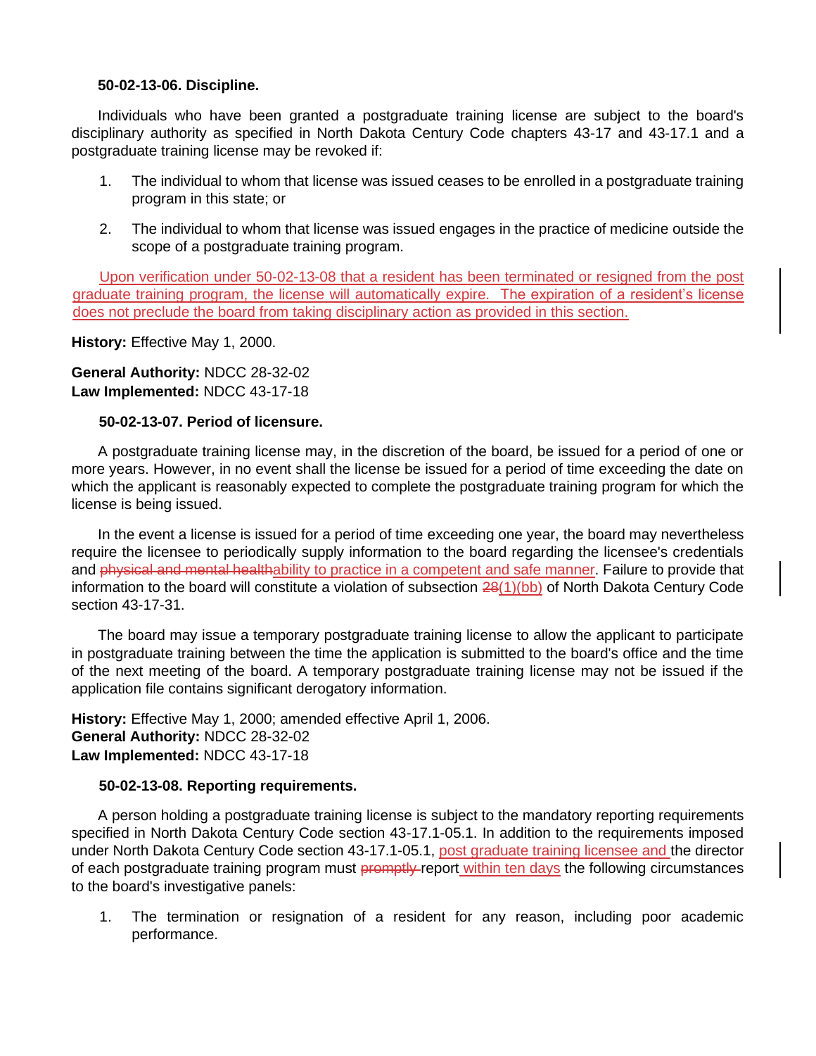**50-02-13-06. Discipline.**

Individuals who have been granted a postgraduate training license are subject to the board's disciplinary authority as specified in North Dakota Century Code chapters 43-17 and 43-17.1 and a postgraduate training license may be revoked if:

1. The individual to whom that license was issued ceases to be enrolled in a postgraduate training program in this state; or

2. The individual to whom that license was issued engages in the practice of medicine outside the scope of a postgraduate training program.

Upon verification under 50-02-13-08 that a resident has been terminated or resigned from the post graduate training program, the license will automatically expire. The expiration of a resident's license does not preclude the board from taking disciplinary action as provided in this section.

**History:** Effective May 1, 2000.

**General Authority:** NDCC 28-32-02
**Law Implemented:** NDCC 43-17-18

**50-02-13-07. Period of licensure.**

A postgraduate training license may, in the discretion of the board, be issued for a period of one or more years. However, in no event shall the license be issued for a period of time exceeding the date on which the applicant is reasonably expected to complete the postgraduate training program for which the license is being issued.

In the event a license is issued for a period of time exceeding one year, the board may nevertheless require the licensee to periodically supply information to the board regarding the licensee's credentials and ~~physical and mental health~~ability to practice in a competent and safe manner. Failure to provide that information to the board will constitute a violation of subsection ~~28~~(1)(bb) of North Dakota Century Code section 43-17-31.

The board may issue a temporary postgraduate training license to allow the applicant to participate in postgraduate training between the time the application is submitted to the board's office and the time of the next meeting of the board. A temporary postgraduate training license may not be issued if the application file contains significant derogatory information.

**History:** Effective May 1, 2000; amended effective April 1, 2006.
**General Authority:** NDCC 28-32-02
**Law Implemented:** NDCC 43-17-18

**50-02-13-08. Reporting requirements.**

A person holding a postgraduate training license is subject to the mandatory reporting requirements specified in North Dakota Century Code section 43-17.1-05.1. In addition to the requirements imposed under North Dakota Century Code section 43-17.1-05.1, post graduate training licensee and the director of each postgraduate training program must ~~promptly~~ report within ten days the following circumstances to the board's investigative panels:

1. The termination or resignation of a resident for any reason, including poor academic performance.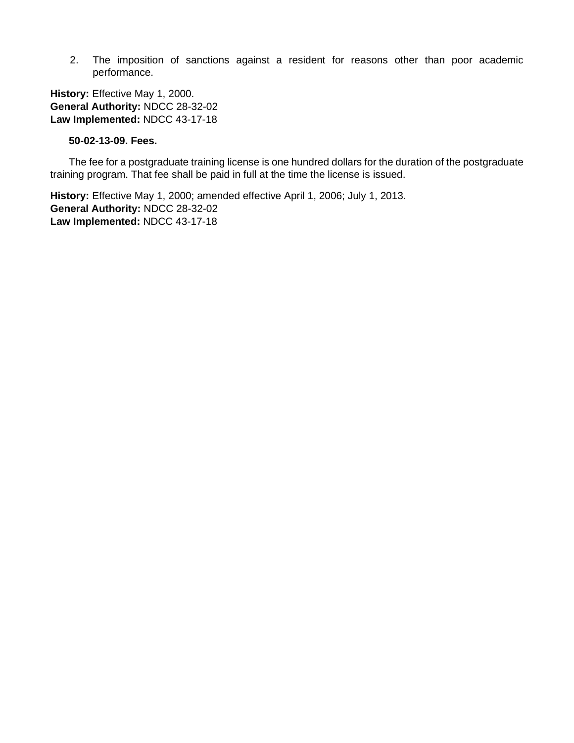2. The imposition of sanctions against a resident for reasons other than poor academic performance.

**History:** Effective May 1, 2000.
**General Authority:** NDCC 28-32-02
**Law Implemented:** NDCC 43-17-18

**50-02-13-09. Fees.**

The fee for a postgraduate training license is one hundred dollars for the duration of the postgraduate training program. That fee shall be paid in full at the time the license is issued.

**History:** Effective May 1, 2000; amended effective April 1, 2006; July 1, 2013.
**General Authority:** NDCC 28-32-02
**Law Implemented:** NDCC 43-17-18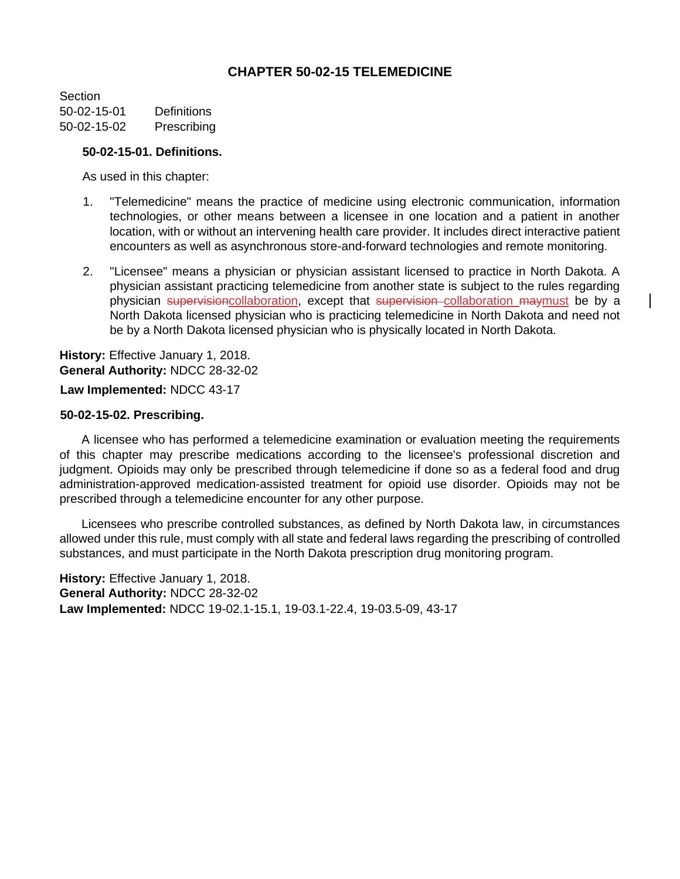# CHAPTER 50-02-15 TELEMEDICINE

Section
50-02-15-01 Definitions
50-02-15-02 Prescribing

**50-02-15-01. Definitions.**

As used in this chapter:

1. "Telemedicine" means the practice of medicine using electronic communication, information technologies, or other means between a licensee in one location and a patient in another location, with or without an intervening health care provider. It includes direct interactive patient encounters as well as asynchronous store-and-forward technologies and remote monitoring.

2. "Licensee" means a physician or physician assistant licensed to practice in North Dakota. A physician assistant practicing telemedicine from another state is subject to the rules regarding physician ~~supervision~~collaboration, except that ~~supervision~~ collaboration ~~may~~must be by a North Dakota licensed physician who is practicing telemedicine in North Dakota and need not be by a North Dakota licensed physician who is physically located in North Dakota.

**History:** Effective January 1, 2018.
**General Authority:** NDCC 28-32-02
**Law Implemented:** NDCC 43-17

**50-02-15-02. Prescribing.**

A licensee who has performed a telemedicine examination or evaluation meeting the requirements of this chapter may prescribe medications according to the licensee's professional discretion and judgment. Opioids may only be prescribed through telemedicine if done so as a federal food and drug administration-approved medication-assisted treatment for opioid use disorder. Opioids may not be prescribed through a telemedicine encounter for any other purpose.

Licensees who prescribe controlled substances, as defined by North Dakota law, in circumstances allowed under this rule, must comply with all state and federal laws regarding the prescribing of controlled substances, and must participate in the North Dakota prescription drug monitoring program.

**History:** Effective January 1, 2018.
**General Authority:** NDCC 28-32-02
**Law Implemented:** NDCC 19-02.1-15.1, 19-03.1-22.4, 19-03.5-09, 43-17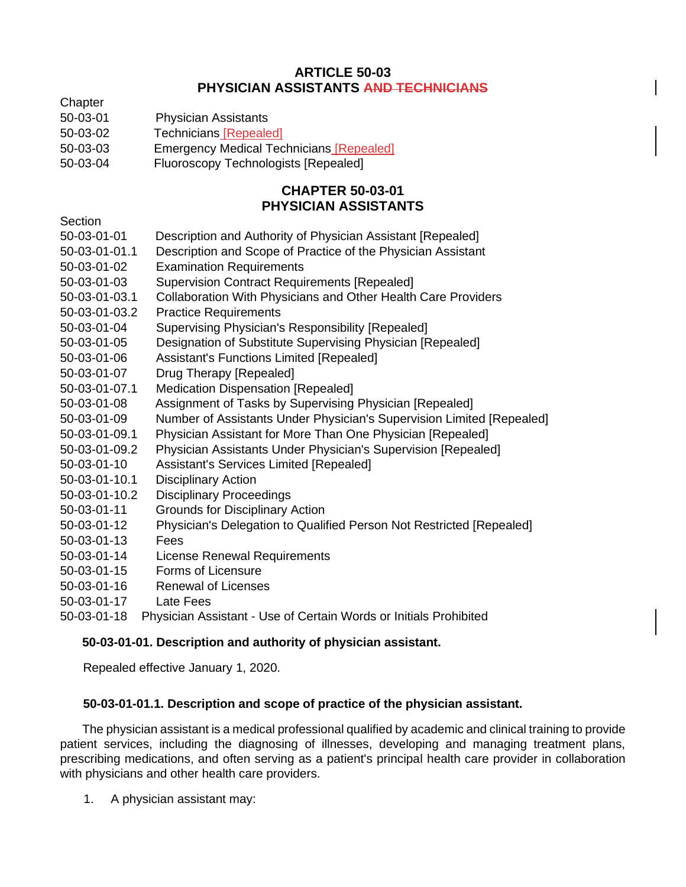## ARTICLE 50-03
## PHYSICIAN ASSISTANTS ~~AND TECHNICIANS~~

| Chapter | |
|---|---|
| 50-03-01 | Physician Assistants |
| 50-03-02 | Technicians [Repealed] |
| 50-03-03 | Emergency Medical Technicians [Repealed] |
| 50-03-04 | Fluoroscopy Technologists [Repealed] |

## CHAPTER 50-03-01
## PHYSICIAN ASSISTANTS

| Section | |
|---|---|
| 50-03-01-01 | Description and Authority of Physician Assistant [Repealed] |
| 50-03-01-01.1 | Description and Scope of Practice of the Physician Assistant |
| 50-03-01-02 | Examination Requirements |
| 50-03-01-03 | Supervision Contract Requirements [Repealed] |
| 50-03-01-03.1 | Collaboration With Physicians and Other Health Care Providers |
| 50-03-01-03.2 | Practice Requirements |
| 50-03-01-04 | Supervising Physician's Responsibility [Repealed] |
| 50-03-01-05 | Designation of Substitute Supervising Physician [Repealed] |
| 50-03-01-06 | Assistant's Functions Limited [Repealed] |
| 50-03-01-07 | Drug Therapy [Repealed] |
| 50-03-01-07.1 | Medication Dispensation [Repealed] |
| 50-03-01-08 | Assignment of Tasks by Supervising Physician [Repealed] |
| 50-03-01-09 | Number of Assistants Under Physician's Supervision Limited [Repealed] |
| 50-03-01-09.1 | Physician Assistant for More Than One Physician [Repealed] |
| 50-03-01-09.2 | Physician Assistants Under Physician's Supervision [Repealed] |
| 50-03-01-10 | Assistant's Services Limited [Repealed] |
| 50-03-01-10.1 | Disciplinary Action |
| 50-03-01-10.2 | Disciplinary Proceedings |
| 50-03-01-11 | Grounds for Disciplinary Action |
| 50-03-01-12 | Physician's Delegation to Qualified Person Not Restricted [Repealed] |
| 50-03-01-13 | Fees |
| 50-03-01-14 | License Renewal Requirements |
| 50-03-01-15 | Forms of Licensure |
| 50-03-01-16 | Renewal of Licenses |
| 50-03-01-17 | Late Fees |
| 50-03-01-18 | Physician Assistant - Use of Certain Words or Initials Prohibited |

**50-03-01-01. Description and authority of physician assistant.**

Repealed effective January 1, 2020.

**50-03-01-01.1. Description and scope of practice of the physician assistant.**

The physician assistant is a medical professional qualified by academic and clinical training to provide patient services, including the diagnosing of illnesses, developing and managing treatment plans, prescribing medications, and often serving as a patient's principal health care provider in collaboration with physicians and other health care providers.

1. A physician assistant may: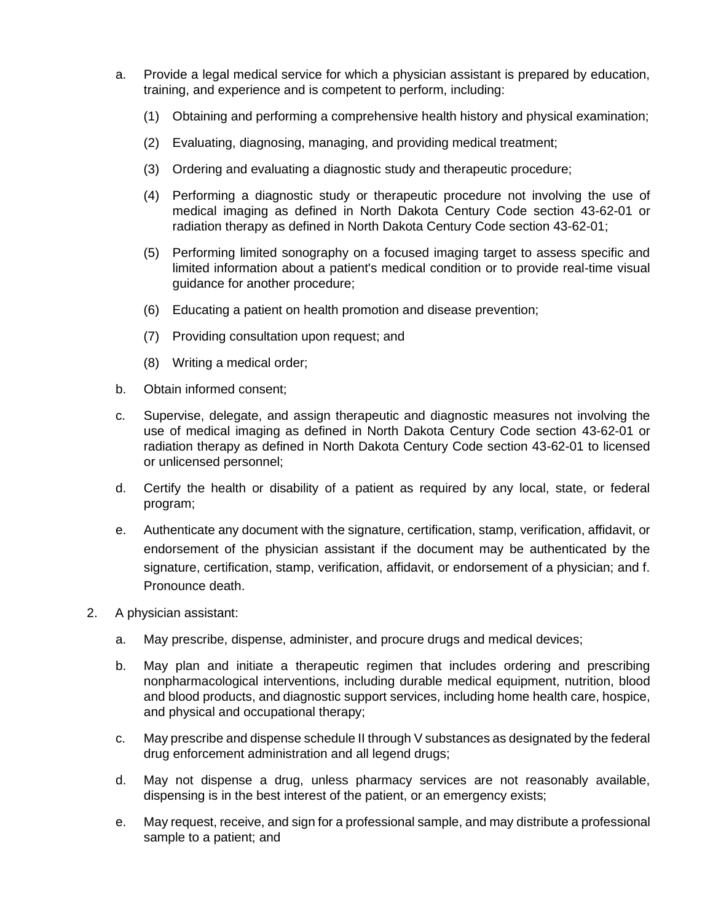a. Provide a legal medical service for which a physician assistant is prepared by education, training, and experience and is competent to perform, including:

   (1) Obtaining and performing a comprehensive health history and physical examination;

   (2) Evaluating, diagnosing, managing, and providing medical treatment;

   (3) Ordering and evaluating a diagnostic study and therapeutic procedure;

   (4) Performing a diagnostic study or therapeutic procedure not involving the use of medical imaging as defined in North Dakota Century Code section 43-62-01 or radiation therapy as defined in North Dakota Century Code section 43-62-01;

   (5) Performing limited sonography on a focused imaging target to assess specific and limited information about a patient's medical condition or to provide real-time visual guidance for another procedure;

   (6) Educating a patient on health promotion and disease prevention;

   (7) Providing consultation upon request; and

   (8) Writing a medical order;

b. Obtain informed consent;

c. Supervise, delegate, and assign therapeutic and diagnostic measures not involving the use of medical imaging as defined in North Dakota Century Code section 43-62-01 or radiation therapy as defined in North Dakota Century Code section 43-62-01 to licensed or unlicensed personnel;

d. Certify the health or disability of a patient as required by any local, state, or federal program;

e. Authenticate any document with the signature, certification, stamp, verification, affidavit, or endorsement of the physician assistant if the document may be authenticated by the signature, certification, stamp, verification, affidavit, or endorsement of a physician; and f. Pronounce death.

2. A physician assistant:

   a. May prescribe, dispense, administer, and procure drugs and medical devices;

   b. May plan and initiate a therapeutic regimen that includes ordering and prescribing nonpharmacological interventions, including durable medical equipment, nutrition, blood and blood products, and diagnostic support services, including home health care, hospice, and physical and occupational therapy;

   c. May prescribe and dispense schedule II through V substances as designated by the federal drug enforcement administration and all legend drugs;

   d. May not dispense a drug, unless pharmacy services are not reasonably available, dispensing is in the best interest of the patient, or an emergency exists;

   e. May request, receive, and sign for a professional sample, and may distribute a professional sample to a patient; and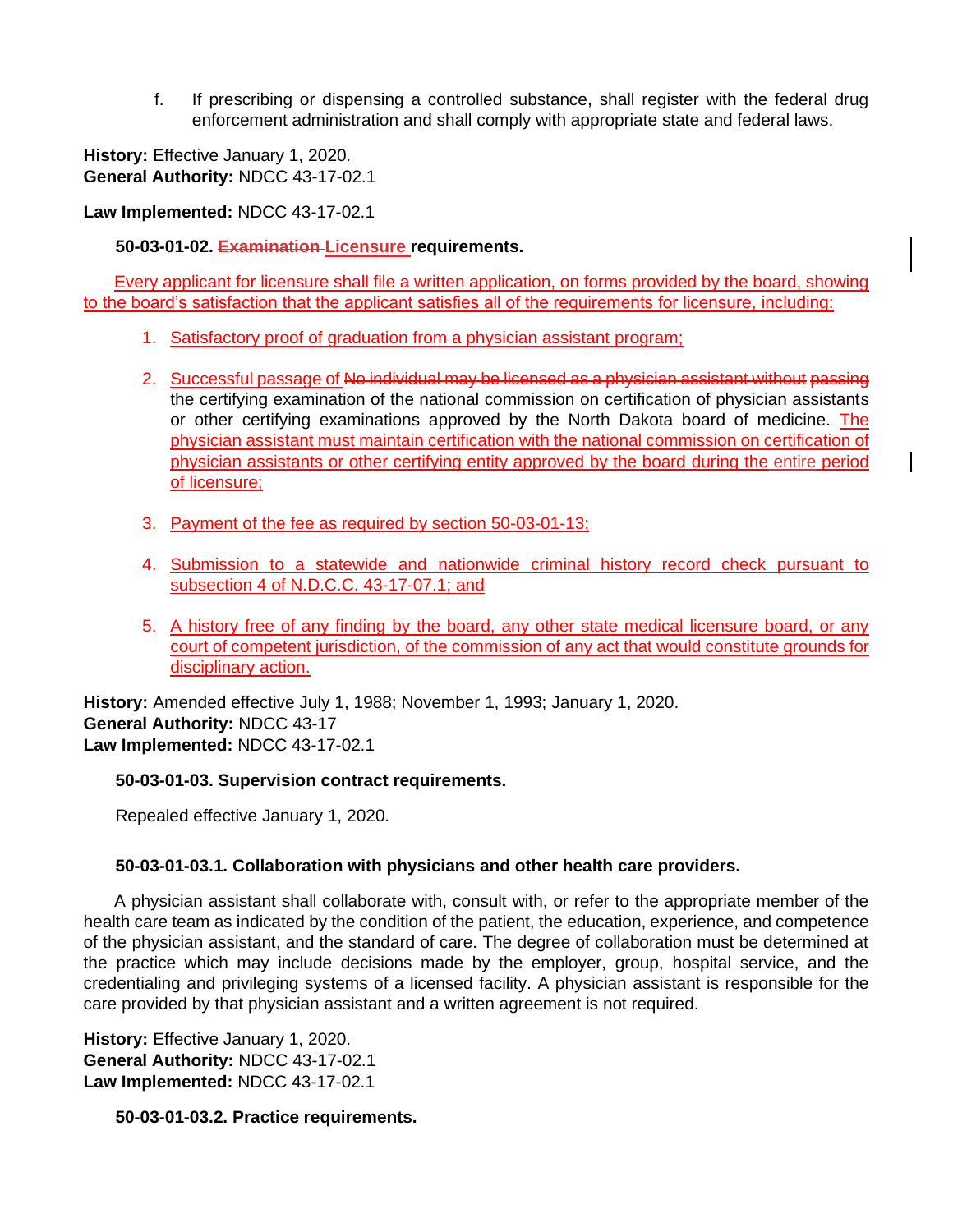f. If prescribing or dispensing a controlled substance, shall register with the federal drug enforcement administration and shall comply with appropriate state and federal laws.

**History:** Effective January 1, 2020.
**General Authority:** NDCC 43-17-02.1

**Law Implemented:** NDCC 43-17-02.1

**50-03-01-02. ~~Examination~~ Licensure requirements.**

Every applicant for licensure shall file a written application, on forms provided by the board, showing to the board's satisfaction that the applicant satisfies all of the requirements for licensure, including:

1. Satisfactory proof of graduation from a physician assistant program;

2. Successful passage of ~~No individual may be licensed as a physician assistant without passing~~ the certifying examination of the national commission on certification of physician assistants or other certifying examinations approved by the North Dakota board of medicine. The physician assistant must maintain certification with the national commission on certification of physician assistants or other certifying entity approved by the board during the entire period of licensure;

3. Payment of the fee as required by section 50-03-01-13;

4. Submission to a statewide and nationwide criminal history record check pursuant to subsection 4 of N.D.C.C. 43-17-07.1; and

5. A history free of any finding by the board, any other state medical licensure board, or any court of competent jurisdiction, of the commission of any act that would constitute grounds for disciplinary action.

**History:** Amended effective July 1, 1988; November 1, 1993; January 1, 2020.
**General Authority:** NDCC 43-17
**Law Implemented:** NDCC 43-17-02.1

**50-03-01-03. Supervision contract requirements.**

Repealed effective January 1, 2020.

**50-03-01-03.1. Collaboration with physicians and other health care providers.**

A physician assistant shall collaborate with, consult with, or refer to the appropriate member of the health care team as indicated by the condition of the patient, the education, experience, and competence of the physician assistant, and the standard of care. The degree of collaboration must be determined at the practice which may include decisions made by the employer, group, hospital service, and the credentialing and privileging systems of a licensed facility. A physician assistant is responsible for the care provided by that physician assistant and a written agreement is not required.

**History:** Effective January 1, 2020.
**General Authority:** NDCC 43-17-02.1
**Law Implemented:** NDCC 43-17-02.1

**50-03-01-03.2. Practice requirements.**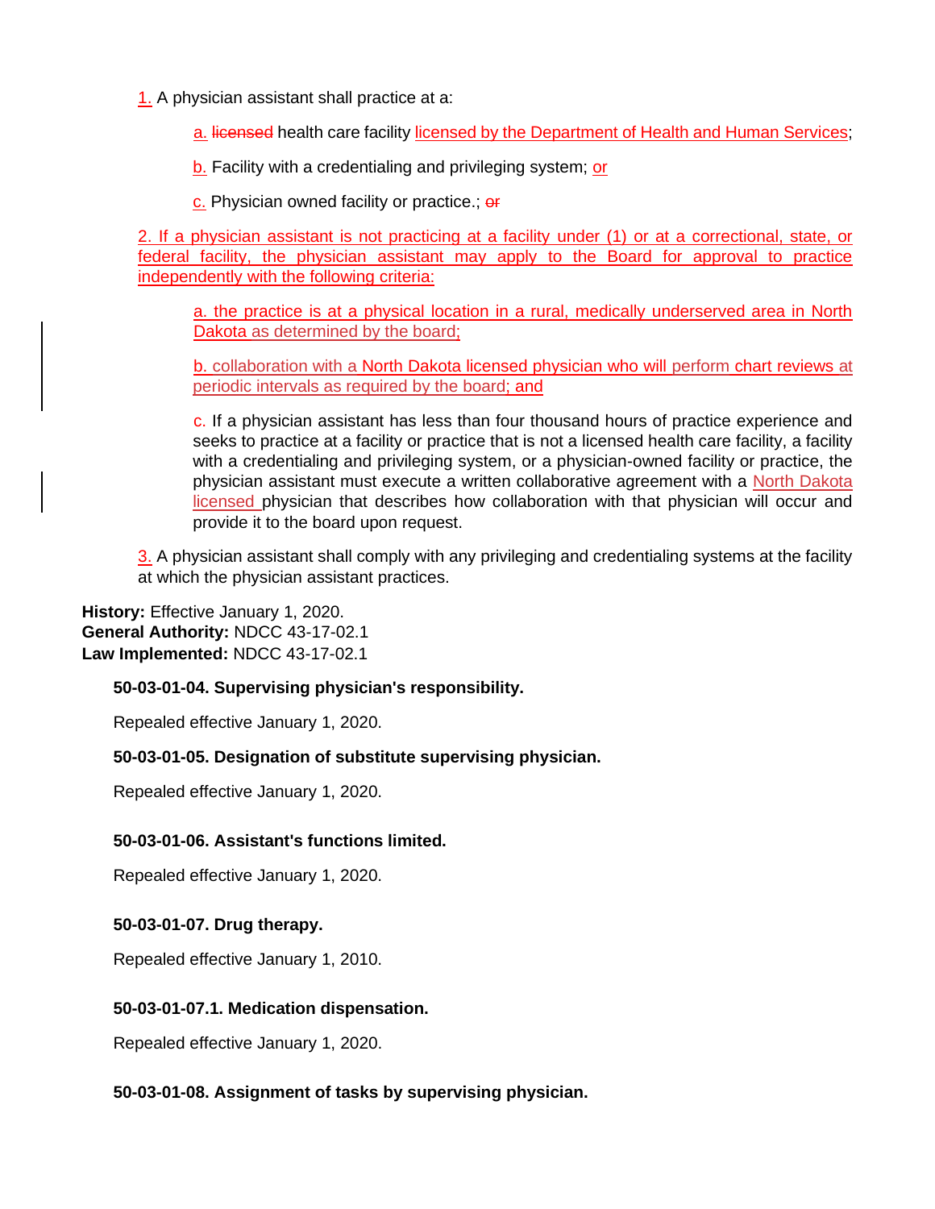1. A physician assistant shall practice at a:

   a. ~~licensed~~ health care facility licensed by the Department of Health and Human Services;

   b. Facility with a credentialing and privileging system; or

   c. Physician owned facility or practice.; ~~or~~

2. If a physician assistant is not practicing at a facility under (1) or at a correctional, state, or federal facility, the physician assistant may apply to the Board for approval to practice independently with the following criteria:

   a. the practice is at a physical location in a rural, medically underserved area in North Dakota as determined by the board;

   b. collaboration with a North Dakota licensed physician who will perform chart reviews at periodic intervals as required by the board; and

   c. If a physician assistant has less than four thousand hours of practice experience and seeks to practice at a facility or practice that is not a licensed health care facility, a facility with a credentialing and privileging system, or a physician-owned facility or practice, the physician assistant must execute a written collaborative agreement with a North Dakota licensed physician that describes how collaboration with that physician will occur and provide it to the board upon request.

3. A physician assistant shall comply with any privileging and credentialing systems at the facility at which the physician assistant practices.

**History:** Effective January 1, 2020.
**General Authority:** NDCC 43-17-02.1
**Law Implemented:** NDCC 43-17-02.1

**50-03-01-04. Supervising physician's responsibility.**

Repealed effective January 1, 2020.

**50-03-01-05. Designation of substitute supervising physician.**

Repealed effective January 1, 2020.

**50-03-01-06. Assistant's functions limited.**

Repealed effective January 1, 2020.

**50-03-01-07. Drug therapy.**

Repealed effective January 1, 2010.

**50-03-01-07.1. Medication dispensation.**

Repealed effective January 1, 2020.

**50-03-01-08. Assignment of tasks by supervising physician.**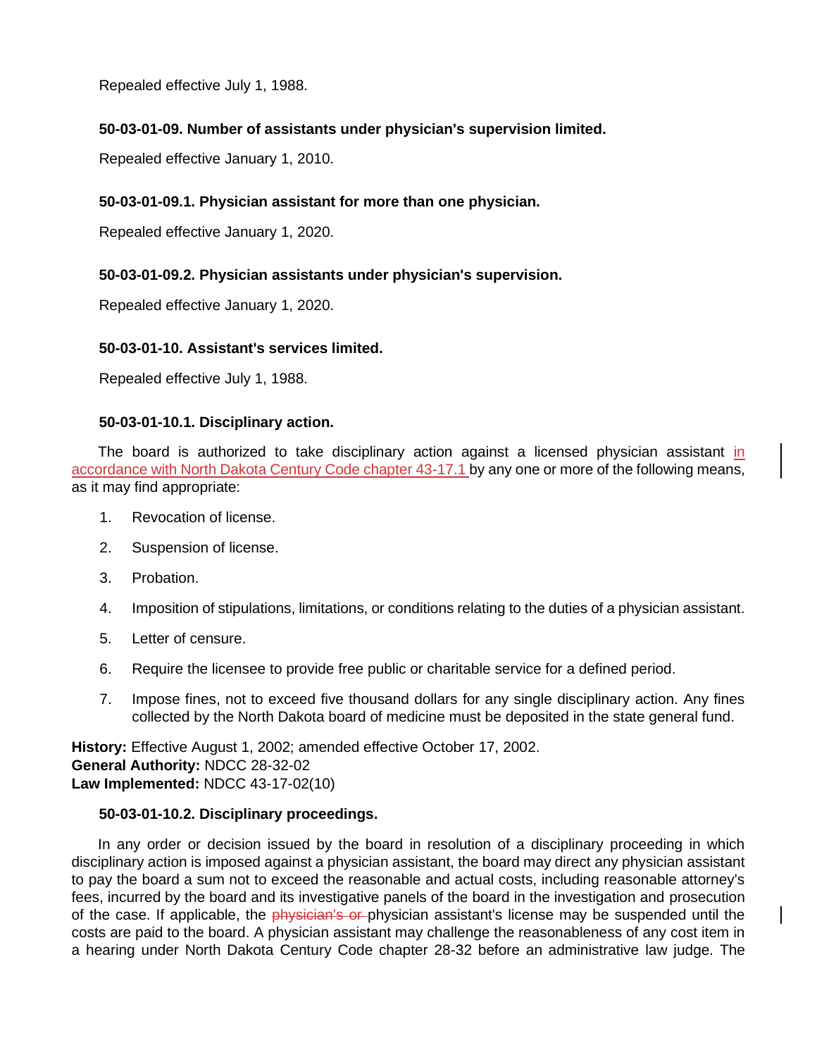Repealed effective July 1, 1988.

**50-03-01-09. Number of assistants under physician's supervision limited.**

Repealed effective January 1, 2010.

**50-03-01-09.1. Physician assistant for more than one physician.**

Repealed effective January 1, 2020.

**50-03-01-09.2. Physician assistants under physician's supervision.**

Repealed effective January 1, 2020.

**50-03-01-10. Assistant's services limited.**

Repealed effective July 1, 1988.

**50-03-01-10.1. Disciplinary action.**

The board is authorized to take disciplinary action against a licensed physician assistant in accordance with North Dakota Century Code chapter 43-17.1 by any one or more of the following means, as it may find appropriate:

1. Revocation of license.
2. Suspension of license.
3. Probation.
4. Imposition of stipulations, limitations, or conditions relating to the duties of a physician assistant.
5. Letter of censure.
6. Require the licensee to provide free public or charitable service for a defined period.
7. Impose fines, not to exceed five thousand dollars for any single disciplinary action. Any fines collected by the North Dakota board of medicine must be deposited in the state general fund.

**History:** Effective August 1, 2002; amended effective October 17, 2002.
**General Authority:** NDCC 28-32-02
**Law Implemented:** NDCC 43-17-02(10)

**50-03-01-10.2. Disciplinary proceedings.**

In any order or decision issued by the board in resolution of a disciplinary proceeding in which disciplinary action is imposed against a physician assistant, the board may direct any physician assistant to pay the board a sum not to exceed the reasonable and actual costs, including reasonable attorney's fees, incurred by the board and its investigative panels of the board in the investigation and prosecution of the case. If applicable, the ~~physician's or~~ physician assistant's license may be suspended until the costs are paid to the board. A physician assistant may challenge the reasonableness of any cost item in a hearing under North Dakota Century Code chapter 28-32 before an administrative law judge. The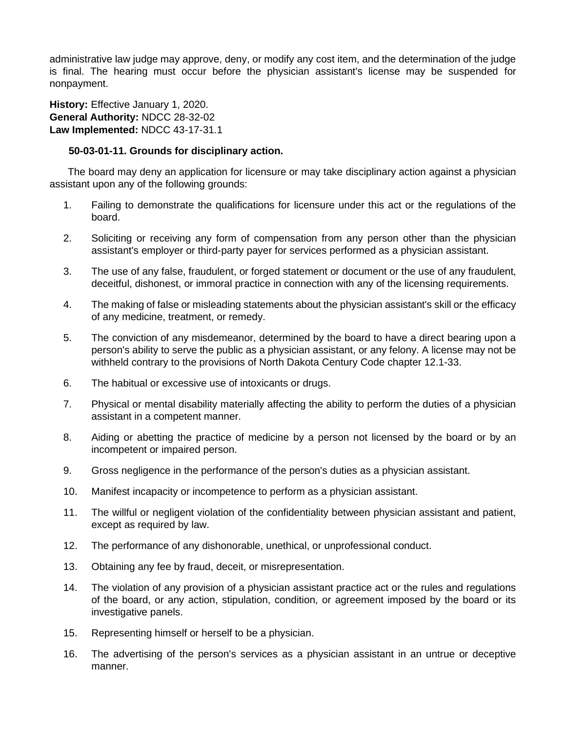administrative law judge may approve, deny, or modify any cost item, and the determination of the judge is final. The hearing must occur before the physician assistant's license may be suspended for nonpayment.

**History:** Effective January 1, 2020.
**General Authority:** NDCC 28-32-02
**Law Implemented:** NDCC 43-17-31.1

**50-03-01-11. Grounds for disciplinary action.**

The board may deny an application for licensure or may take disciplinary action against a physician assistant upon any of the following grounds:

1. Failing to demonstrate the qualifications for licensure under this act or the regulations of the board.
2. Soliciting or receiving any form of compensation from any person other than the physician assistant's employer or third-party payer for services performed as a physician assistant.
3. The use of any false, fraudulent, or forged statement or document or the use of any fraudulent, deceitful, dishonest, or immoral practice in connection with any of the licensing requirements.
4. The making of false or misleading statements about the physician assistant's skill or the efficacy of any medicine, treatment, or remedy.
5. The conviction of any misdemeanor, determined by the board to have a direct bearing upon a person's ability to serve the public as a physician assistant, or any felony. A license may not be withheld contrary to the provisions of North Dakota Century Code chapter 12.1-33.
6. The habitual or excessive use of intoxicants or drugs.
7. Physical or mental disability materially affecting the ability to perform the duties of a physician assistant in a competent manner.
8. Aiding or abetting the practice of medicine by a person not licensed by the board or by an incompetent or impaired person.
9. Gross negligence in the performance of the person's duties as a physician assistant.
10. Manifest incapacity or incompetence to perform as a physician assistant.
11. The willful or negligent violation of the confidentiality between physician assistant and patient, except as required by law.
12. The performance of any dishonorable, unethical, or unprofessional conduct.
13. Obtaining any fee by fraud, deceit, or misrepresentation.
14. The violation of any provision of a physician assistant practice act or the rules and regulations of the board, or any action, stipulation, condition, or agreement imposed by the board or its investigative panels.
15. Representing himself or herself to be a physician.
16. The advertising of the person's services as a physician assistant in an untrue or deceptive manner.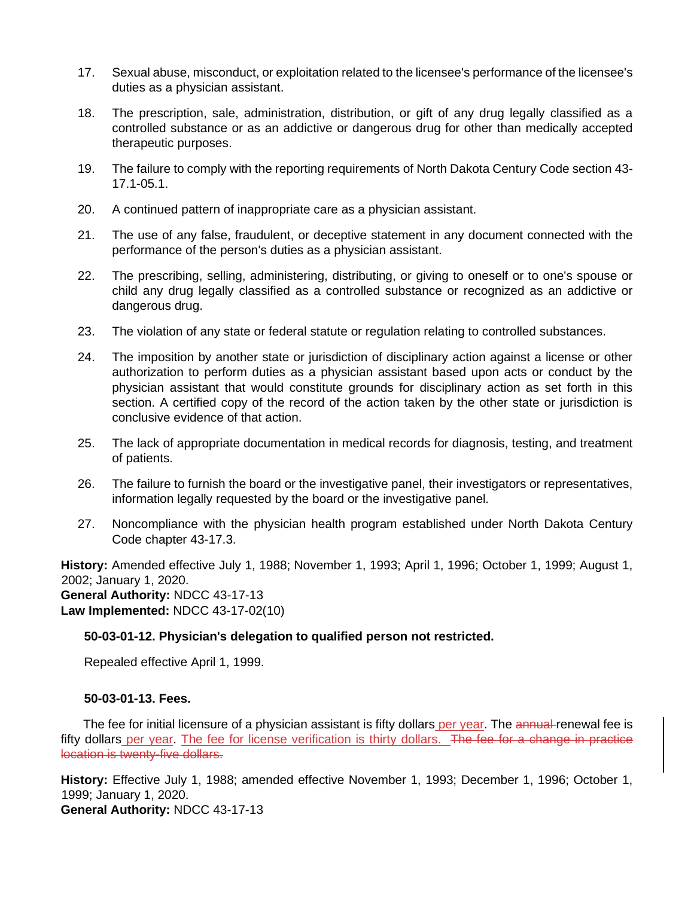17. Sexual abuse, misconduct, or exploitation related to the licensee's performance of the licensee's duties as a physician assistant.

18. The prescription, sale, administration, distribution, or gift of any drug legally classified as a controlled substance or as an addictive or dangerous drug for other than medically accepted therapeutic purposes.

19. The failure to comply with the reporting requirements of North Dakota Century Code section 43-17.1-05.1.

20. A continued pattern of inappropriate care as a physician assistant.

21. The use of any false, fraudulent, or deceptive statement in any document connected with the performance of the person's duties as a physician assistant.

22. The prescribing, selling, administering, distributing, or giving to oneself or to one's spouse or child any drug legally classified as a controlled substance or recognized as an addictive or dangerous drug.

23. The violation of any state or federal statute or regulation relating to controlled substances.

24. The imposition by another state or jurisdiction of disciplinary action against a license or other authorization to perform duties as a physician assistant based upon acts or conduct by the physician assistant that would constitute grounds for disciplinary action as set forth in this section. A certified copy of the record of the action taken by the other state or jurisdiction is conclusive evidence of that action.

25. The lack of appropriate documentation in medical records for diagnosis, testing, and treatment of patients.

26. The failure to furnish the board or the investigative panel, their investigators or representatives, information legally requested by the board or the investigative panel.

27. Noncompliance with the physician health program established under North Dakota Century Code chapter 43-17.3.

**History:** Amended effective July 1, 1988; November 1, 1993; April 1, 1996; October 1, 1999; August 1, 2002; January 1, 2020.
**General Authority:** NDCC 43-17-13
**Law Implemented:** NDCC 43-17-02(10)

**50-03-01-12. Physician's delegation to qualified person not restricted.**

Repealed effective April 1, 1999.

**50-03-01-13. Fees.**

The fee for initial licensure of a physician assistant is fifty dollars <u>per year</u>. The ~~annual~~ renewal fee is fifty dollars <u>per year</u>. <u>The fee for license verification is thirty dollars.</u> ~~The fee for a change in practice location is twenty-five dollars.~~

**History:** Effective July 1, 1988; amended effective November 1, 1993; December 1, 1996; October 1, 1999; January 1, 2020.
**General Authority:** NDCC 43-17-13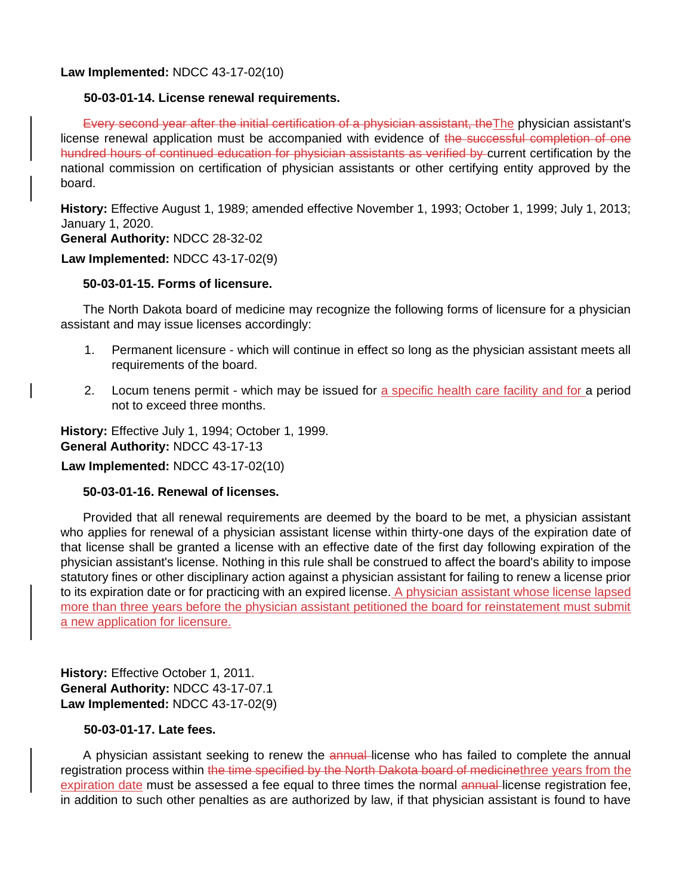**Law Implemented:** NDCC 43-17-02(10)

**50-03-01-14. License renewal requirements.**

~~Every second year after the initial certification of a physician assistant, the~~The physician assistant's license renewal application must be accompanied with evidence of ~~the successful completion of one hundred hours of continued education for physician assistants as verified by~~ current certification by the national commission on certification of physician assistants or other certifying entity approved by the board.

**History:** Effective August 1, 1989; amended effective November 1, 1993; October 1, 1999; July 1, 2013; January 1, 2020.
**General Authority:** NDCC 28-32-02
**Law Implemented:** NDCC 43-17-02(9)

**50-03-01-15. Forms of licensure.**

The North Dakota board of medicine may recognize the following forms of licensure for a physician assistant and may issue licenses accordingly:

1. Permanent licensure - which will continue in effect so long as the physician assistant meets all requirements of the board.

2. Locum tenens permit - which may be issued for a specific health care facility and for a period not to exceed three months.

**History:** Effective July 1, 1994; October 1, 1999.
**General Authority:** NDCC 43-17-13
**Law Implemented:** NDCC 43-17-02(10)

**50-03-01-16. Renewal of licenses.**

Provided that all renewal requirements are deemed by the board to be met, a physician assistant who applies for renewal of a physician assistant license within thirty-one days of the expiration date of that license shall be granted a license with an effective date of the first day following expiration of the physician assistant's license. Nothing in this rule shall be construed to affect the board's ability to impose statutory fines or other disciplinary action against a physician assistant for failing to renew a license prior to its expiration date or for practicing with an expired license. A physician assistant whose license lapsed more than three years before the physician assistant petitioned the board for reinstatement must submit a new application for licensure.

**History:** Effective October 1, 2011.
**General Authority:** NDCC 43-17-07.1
**Law Implemented:** NDCC 43-17-02(9)

**50-03-01-17. Late fees.**

A physician assistant seeking to renew the ~~annual~~ license who has failed to complete the annual registration process within ~~the time specified by the North Dakota board of medicine~~three years from the expiration date must be assessed a fee equal to three times the normal ~~annual~~ license registration fee, in addition to such other penalties as are authorized by law, if that physician assistant is found to have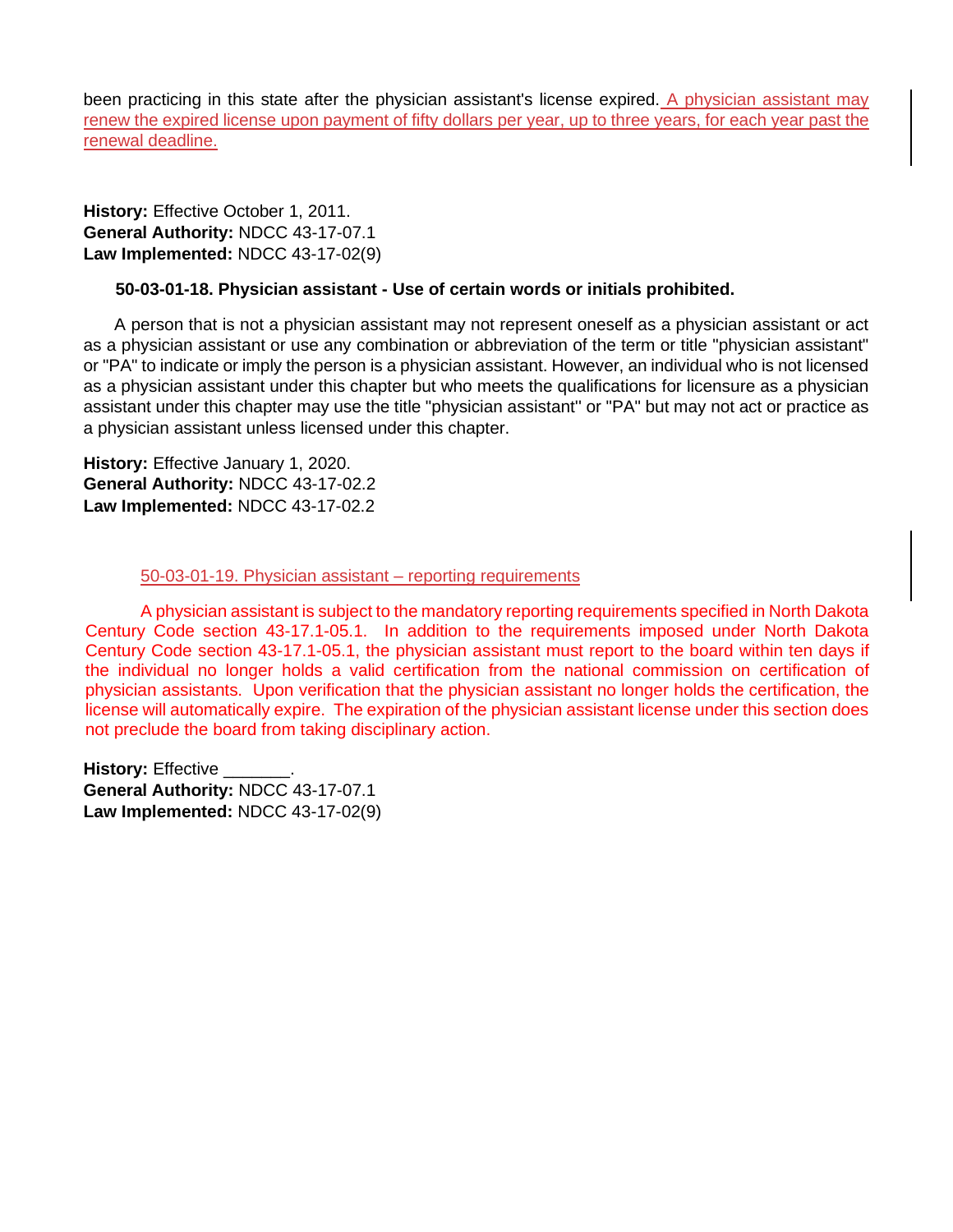been practicing in this state after the physician assistant's license expired. A physician assistant may renew the expired license upon payment of fifty dollars per year, up to three years, for each year past the renewal deadline.

**History:** Effective October 1, 2011.
**General Authority:** NDCC 43-17-07.1
**Law Implemented:** NDCC 43-17-02(9)

**50-03-01-18. Physician assistant - Use of certain words or initials prohibited.**

A person that is not a physician assistant may not represent oneself as a physician assistant or act as a physician assistant or use any combination or abbreviation of the term or title "physician assistant" or "PA" to indicate or imply the person is a physician assistant. However, an individual who is not licensed as a physician assistant under this chapter but who meets the qualifications for licensure as a physician assistant under this chapter may use the title "physician assistant" or "PA" but may not act or practice as a physician assistant unless licensed under this chapter.

**History:** Effective January 1, 2020.
**General Authority:** NDCC 43-17-02.2
**Law Implemented:** NDCC 43-17-02.2

50-03-01-19. Physician assistant – reporting requirements

A physician assistant is subject to the mandatory reporting requirements specified in North Dakota Century Code section 43-17.1-05.1. In addition to the requirements imposed under North Dakota Century Code section 43-17.1-05.1, the physician assistant must report to the board within ten days if the individual no longer holds a valid certification from the national commission on certification of physician assistants. Upon verification that the physician assistant no longer holds the certification, the license will automatically expire. The expiration of the physician assistant license under this section does not preclude the board from taking disciplinary action.

**History:** Effective _______.
**General Authority:** NDCC 43-17-07.1
**Law Implemented:** NDCC 43-17-02(9)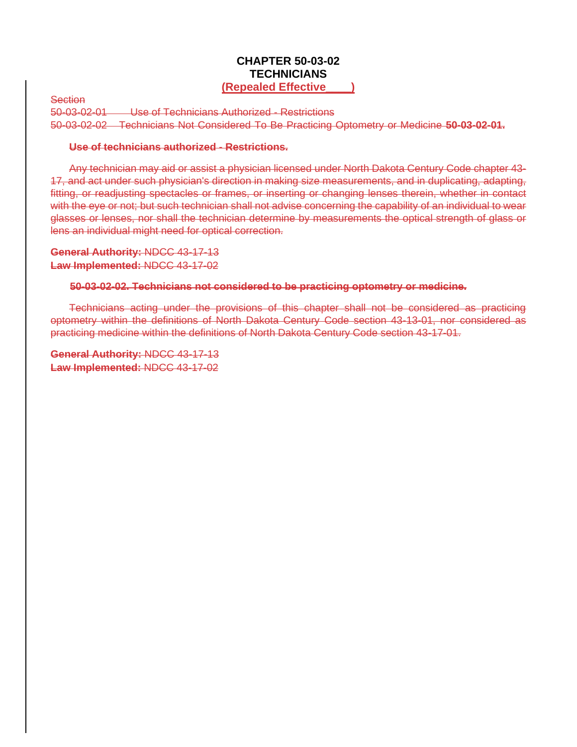# CHAPTER 50-03-02
# TECHNICIANS
**(Repealed Effective____)**

~~Section~~
~~50-03-02-01 Use of Technicians Authorized - Restrictions~~
~~50-03-02-02 Technicians Not Considered To Be Practicing Optometry or Medicine~~ ~~**50-03-02-01.**~~

~~**Use of technicians authorized - Restrictions.**~~

~~Any technician may aid or assist a physician licensed under North Dakota Century Code chapter 43-17, and act under such physician's direction in making size measurements, and in duplicating, adapting, fitting, or readjusting spectacles or frames, or inserting or changing lenses therein, whether in contact with the eye or not; but such technician shall not advise concerning the capability of an individual to wear glasses or lenses, nor shall the technician determine by measurements the optical strength of glass or lens an individual might need for optical correction.~~

~~**General Authority:** NDCC 43-17-13~~
~~**Law Implemented:** NDCC 43-17-02~~

~~**50-03-02-02. Technicians not considered to be practicing optometry or medicine.**~~

~~Technicians acting under the provisions of this chapter shall not be considered as practicing optometry within the definitions of North Dakota Century Code section 43-13-01, nor considered as practicing medicine within the definitions of North Dakota Century Code section 43-17-01.~~

~~**General Authority:** NDCC 43-17-13~~
~~**Law Implemented:** NDCC 43-17-02~~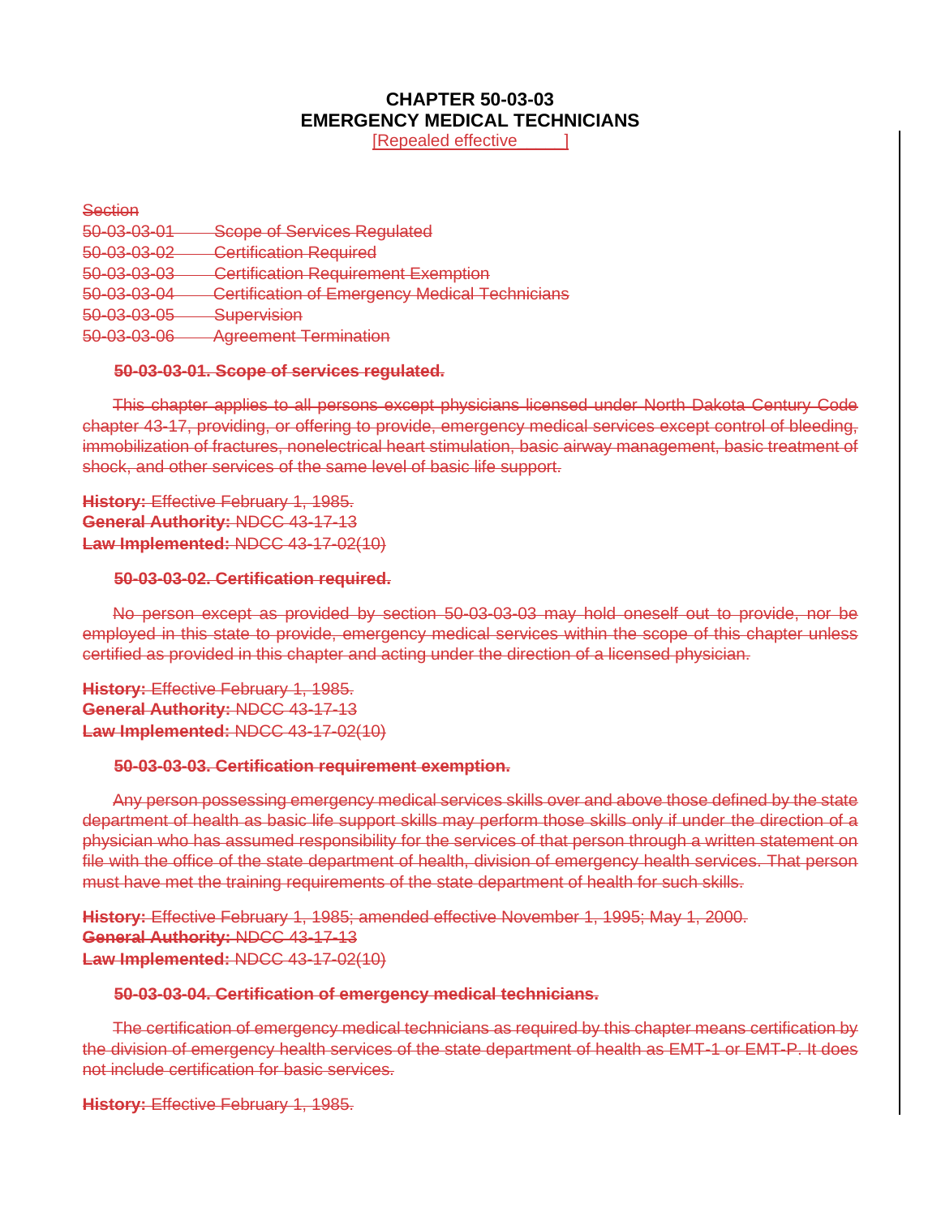# CHAPTER 50-03-03
# EMERGENCY MEDICAL TECHNICIANS

[Repealed effective ______]

~~Section~~
~~50-03-03-01 Scope of Services Regulated~~
~~50-03-03-02 Certification Required~~
~~50-03-03-03 Certification Requirement Exemption~~
~~50-03-03-04 Certification of Emergency Medical Technicians~~
~~50-03-03-05 Supervision~~
~~50-03-03-06 Agreement Termination~~

**~~50-03-03-01. Scope of services regulated.~~**

~~This chapter applies to all persons except physicians licensed under North Dakota Century Code chapter 43-17, providing, or offering to provide, emergency medical services except control of bleeding, immobilization of fractures, nonelectrical heart stimulation, basic airway management, basic treatment of shock, and other services of the same level of basic life support.~~

**~~History:~~** ~~Effective February 1, 1985.~~
**~~General Authority:~~** ~~NDCC 43-17-13~~
**~~Law Implemented:~~** ~~NDCC 43-17-02(10)~~

**~~50-03-03-02. Certification required.~~**

~~No person except as provided by section 50-03-03-03 may hold oneself out to provide, nor be employed in this state to provide, emergency medical services within the scope of this chapter unless certified as provided in this chapter and acting under the direction of a licensed physician.~~

**~~History:~~** ~~Effective February 1, 1985.~~
**~~General Authority:~~** ~~NDCC 43-17-13~~
**~~Law Implemented:~~** ~~NDCC 43-17-02(10)~~

**~~50-03-03-03. Certification requirement exemption.~~**

~~Any person possessing emergency medical services skills over and above those defined by the state department of health as basic life support skills may perform those skills only if under the direction of a physician who has assumed responsibility for the services of that person through a written statement on file with the office of the state department of health, division of emergency health services. That person must have met the training requirements of the state department of health for such skills.~~

**~~History:~~** ~~Effective February 1, 1985; amended effective November 1, 1995; May 1, 2000.~~
**~~General Authority:~~** ~~NDCC 43-17-13~~
**~~Law Implemented:~~** ~~NDCC 43-17-02(10)~~

**~~50-03-03-04. Certification of emergency medical technicians.~~**

~~The certification of emergency medical technicians as required by this chapter means certification by the division of emergency health services of the state department of health as EMT-1 or EMT-P. It does not include certification for basic services.~~

**~~History:~~** ~~Effective February 1, 1985.~~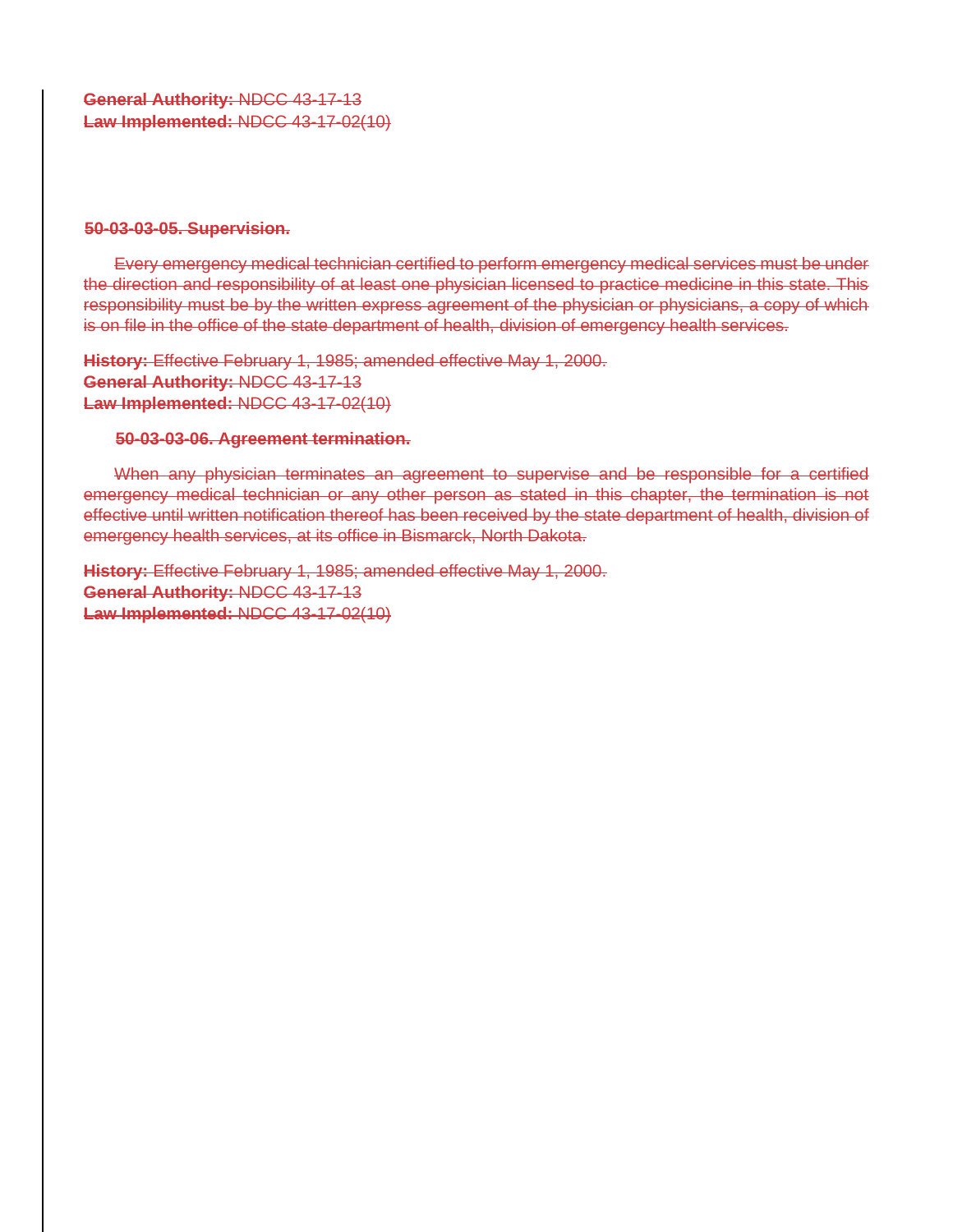~~**General Authority:** NDCC 43-17-13~~
~~**Law Implemented:** NDCC 43-17-02(10)~~

~~**50-03-03-05. Supervision.**~~

~~Every emergency medical technician certified to perform emergency medical services must be under the direction and responsibility of at least one physician licensed to practice medicine in this state. This responsibility must be by the written express agreement of the physician or physicians, a copy of which is on file in the office of the state department of health, division of emergency health services.~~

~~**History:** Effective February 1, 1985; amended effective May 1, 2000.~~
~~**General Authority:** NDCC 43-17-13~~
~~**Law Implemented:** NDCC 43-17-02(10)~~

~~**50-03-03-06. Agreement termination.**~~

~~When any physician terminates an agreement to supervise and be responsible for a certified emergency medical technician or any other person as stated in this chapter, the termination is not effective until written notification thereof has been received by the state department of health, division of emergency health services, at its office in Bismarck, North Dakota.~~

~~**History:** Effective February 1, 1985; amended effective May 1, 2000.~~
~~**General Authority:** NDCC 43-17-13~~
~~**Law Implemented:** NDCC 43-17-02(10)~~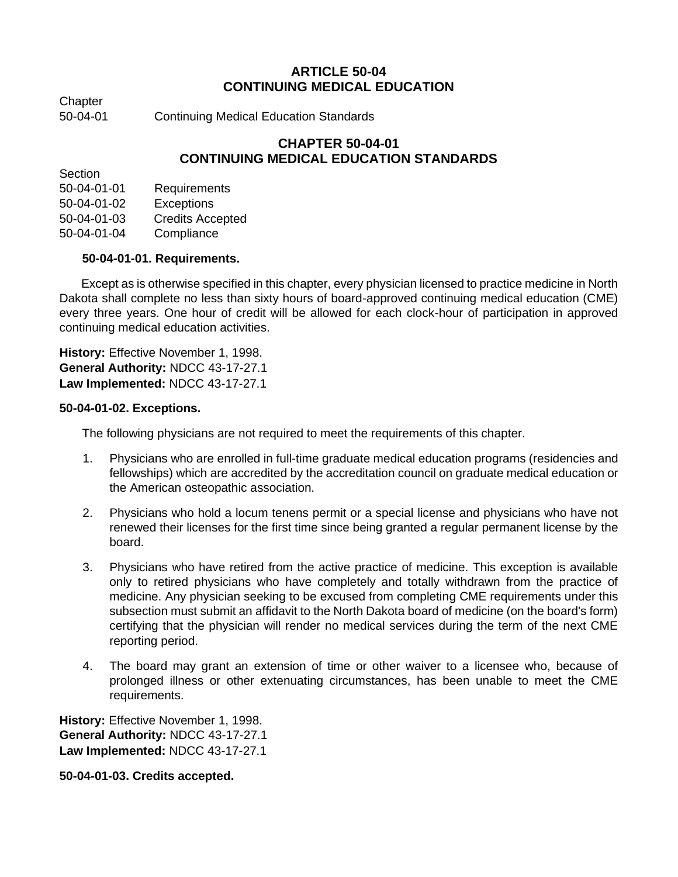# ARTICLE 50-04
# CONTINUING MEDICAL EDUCATION

Chapter
50-04-01 Continuing Medical Education Standards

## CHAPTER 50-04-01
## CONTINUING MEDICAL EDUCATION STANDARDS

Section
50-04-01-01 Requirements
50-04-01-02 Exceptions
50-04-01-03 Credits Accepted
50-04-01-04 Compliance

**50-04-01-01. Requirements.**

Except as is otherwise specified in this chapter, every physician licensed to practice medicine in North Dakota shall complete no less than sixty hours of board-approved continuing medical education (CME) every three years. One hour of credit will be allowed for each clock-hour of participation in approved continuing medical education activities.

**History:** Effective November 1, 1998.
**General Authority:** NDCC 43-17-27.1
**Law Implemented:** NDCC 43-17-27.1

**50-04-01-02. Exceptions.**

The following physicians are not required to meet the requirements of this chapter.

1. Physicians who are enrolled in full-time graduate medical education programs (residencies and fellowships) which are accredited by the accreditation council on graduate medical education or the American osteopathic association.

2. Physicians who hold a locum tenens permit or a special license and physicians who have not renewed their licenses for the first time since being granted a regular permanent license by the board.

3. Physicians who have retired from the active practice of medicine. This exception is available only to retired physicians who have completely and totally withdrawn from the practice of medicine. Any physician seeking to be excused from completing CME requirements under this subsection must submit an affidavit to the North Dakota board of medicine (on the board's form) certifying that the physician will render no medical services during the term of the next CME reporting period.

4. The board may grant an extension of time or other waiver to a licensee who, because of prolonged illness or other extenuating circumstances, has been unable to meet the CME requirements.

**History:** Effective November 1, 1998.
**General Authority:** NDCC 43-17-27.1
**Law Implemented:** NDCC 43-17-27.1

**50-04-01-03. Credits accepted.**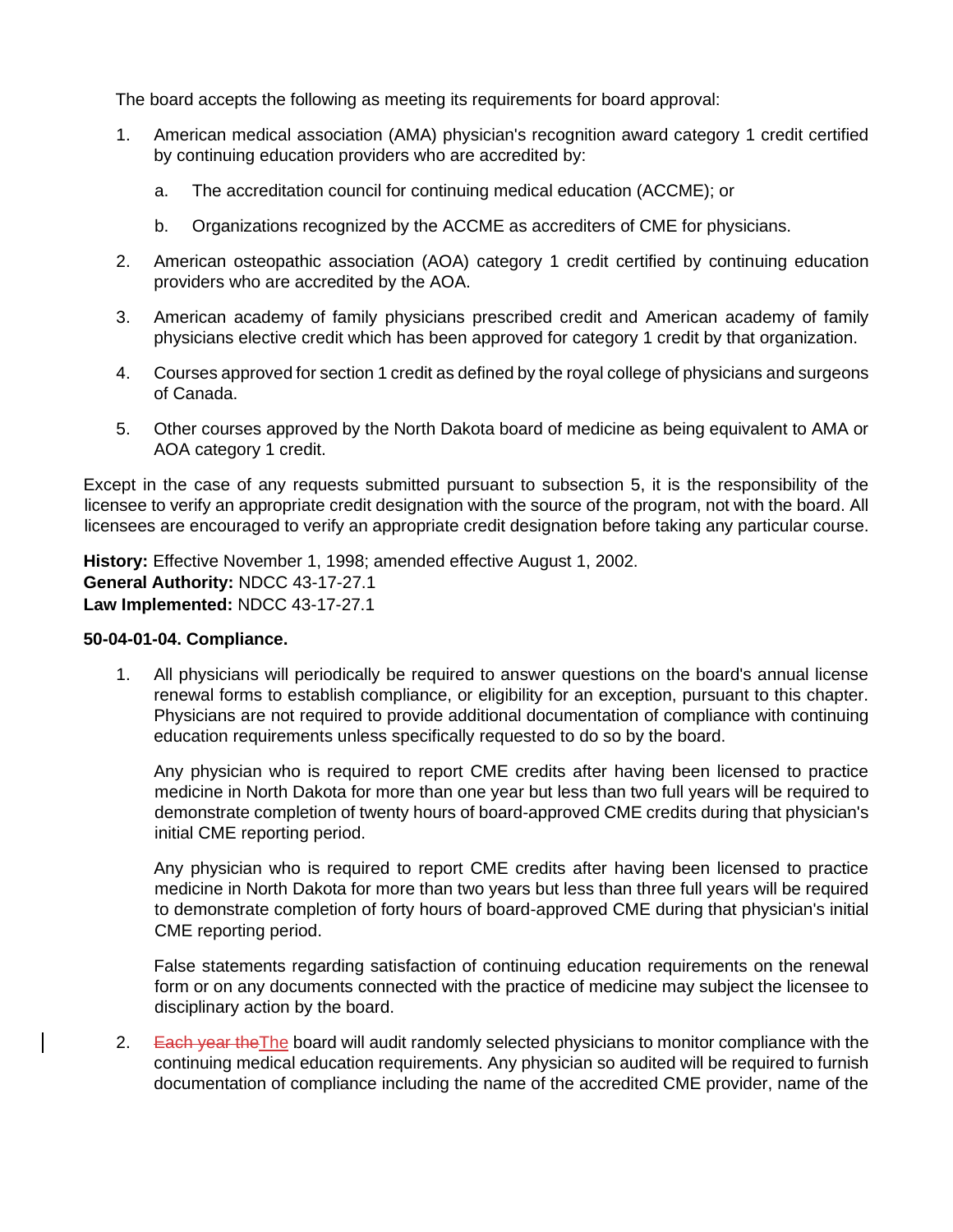The board accepts the following as meeting its requirements for board approval:

1. American medical association (AMA) physician's recognition award category 1 credit certified by continuing education providers who are accredited by:

   a. The accreditation council for continuing medical education (ACCME); or

   b. Organizations recognized by the ACCME as accrediters of CME for physicians.

2. American osteopathic association (AOA) category 1 credit certified by continuing education providers who are accredited by the AOA.

3. American academy of family physicians prescribed credit and American academy of family physicians elective credit which has been approved for category 1 credit by that organization.

4. Courses approved for section 1 credit as defined by the royal college of physicians and surgeons of Canada.

5. Other courses approved by the North Dakota board of medicine as being equivalent to AMA or AOA category 1 credit.

Except in the case of any requests submitted pursuant to subsection 5, it is the responsibility of the licensee to verify an appropriate credit designation with the source of the program, not with the board. All licensees are encouraged to verify an appropriate credit designation before taking any particular course.

**History:** Effective November 1, 1998; amended effective August 1, 2002.
**General Authority:** NDCC 43-17-27.1
**Law Implemented:** NDCC 43-17-27.1

**50-04-01-04. Compliance.**

1. All physicians will periodically be required to answer questions on the board's annual license renewal forms to establish compliance, or eligibility for an exception, pursuant to this chapter. Physicians are not required to provide additional documentation of compliance with continuing education requirements unless specifically requested to do so by the board.

   Any physician who is required to report CME credits after having been licensed to practice medicine in North Dakota for more than one year but less than two full years will be required to demonstrate completion of twenty hours of board-approved CME credits during that physician's initial CME reporting period.

   Any physician who is required to report CME credits after having been licensed to practice medicine in North Dakota for more than two years but less than three full years will be required to demonstrate completion of forty hours of board-approved CME during that physician's initial CME reporting period.

   False statements regarding satisfaction of continuing education requirements on the renewal form or on any documents connected with the practice of medicine may subject the licensee to disciplinary action by the board.

2. ~~Each year the~~The board will audit randomly selected physicians to monitor compliance with the continuing medical education requirements. Any physician so audited will be required to furnish documentation of compliance including the name of the accredited CME provider, name of the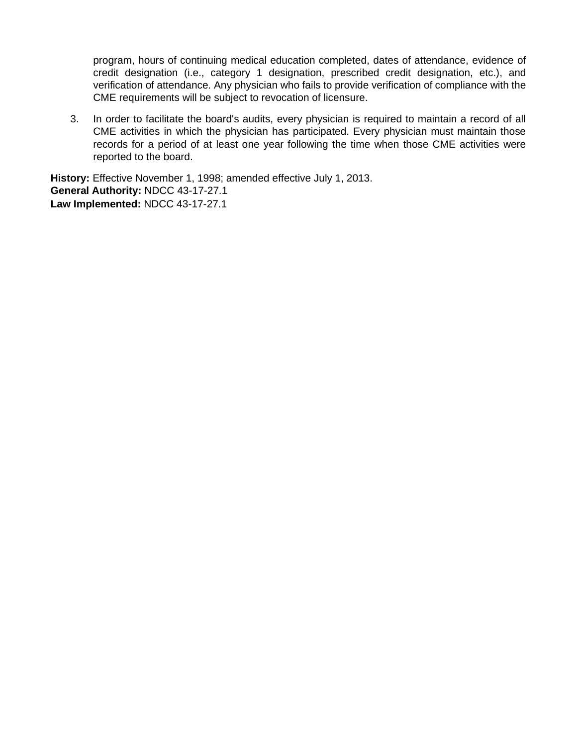program, hours of continuing medical education completed, dates of attendance, evidence of credit designation (i.e., category 1 designation, prescribed credit designation, etc.), and verification of attendance. Any physician who fails to provide verification of compliance with the CME requirements will be subject to revocation of licensure.

3. In order to facilitate the board's audits, every physician is required to maintain a record of all CME activities in which the physician has participated. Every physician must maintain those records for a period of at least one year following the time when those CME activities were reported to the board.

**History:** Effective November 1, 1998; amended effective July 1, 2013.
**General Authority:** NDCC 43-17-27.1
**Law Implemented:** NDCC 43-17-27.1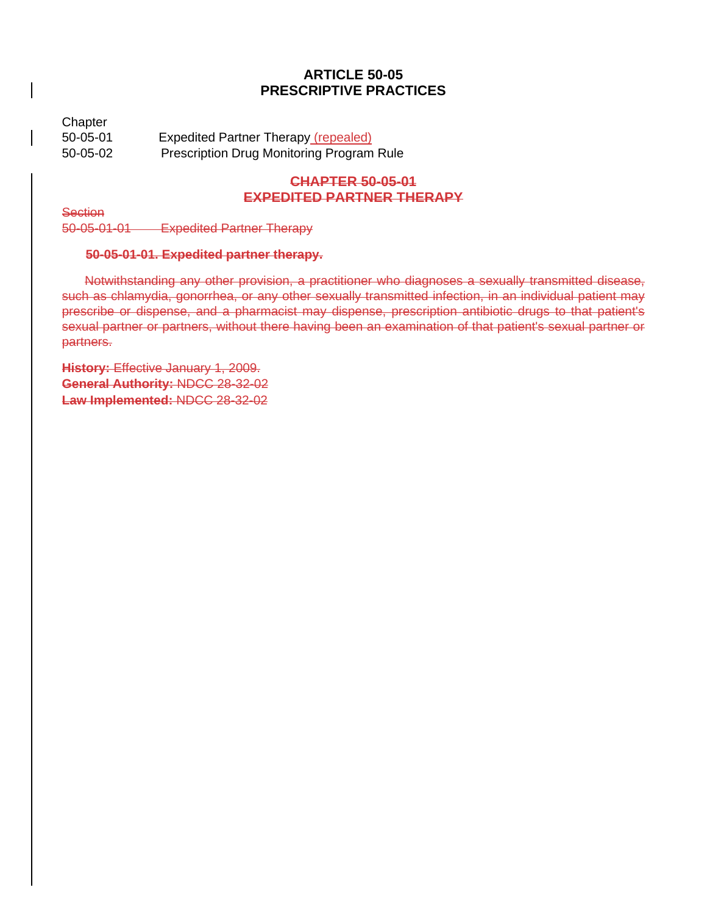# ARTICLE 50-05
# PRESCRIPTIVE PRACTICES

| Chapter | |
|---|---|
| 50-05-01 | Expedited Partner Therapy (repealed) |
| 50-05-02 | Prescription Drug Monitoring Program Rule |

## ~~CHAPTER 50-05-01~~
## ~~EXPEDITED PARTNER THERAPY~~

~~Section~~
~~50-05-01-01 Expedited Partner Therapy~~

**~~50-05-01-01. Expedited partner therapy.~~**

~~Notwithstanding any other provision, a practitioner who diagnoses a sexually transmitted disease, such as chlamydia, gonorrhea, or any other sexually transmitted infection, in an individual patient may prescribe or dispense, and a pharmacist may dispense, prescription antibiotic drugs to that patient's sexual partner or partners, without there having been an examination of that patient's sexual partner or partners.~~

**~~History:~~** ~~Effective January 1, 2009.~~
**~~General Authority:~~** ~~NDCC 28-32-02~~
**~~Law Implemented:~~** ~~NDCC 28-32-02~~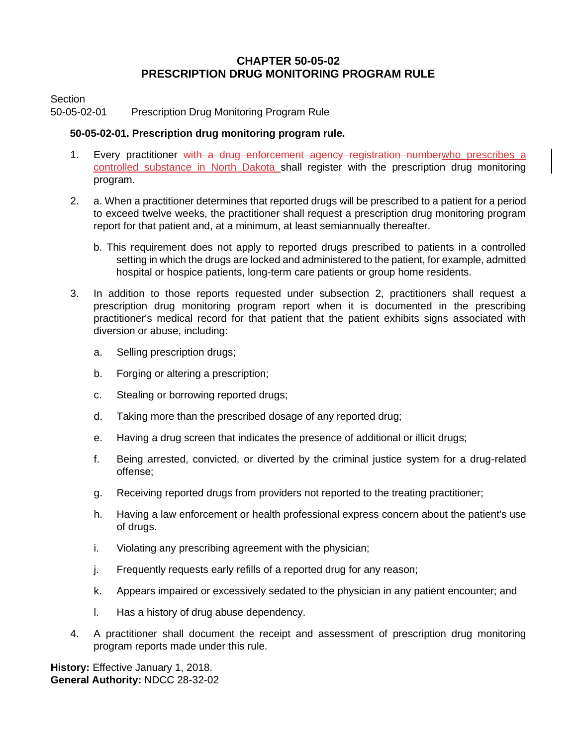# CHAPTER 50-05-02
# PRESCRIPTION DRUG MONITORING PROGRAM RULE

Section
50-05-02-01 Prescription Drug Monitoring Program Rule

**50-05-02-01. Prescription drug monitoring program rule.**

1. Every practitioner ~~with a drug enforcement agency registration number~~who prescribes a controlled substance in North Dakota shall register with the prescription drug monitoring program.

2. a. When a practitioner determines that reported drugs will be prescribed to a patient for a period to exceed twelve weeks, the practitioner shall request a prescription drug monitoring program report for that patient and, at a minimum, at least semiannually thereafter.

   b. This requirement does not apply to reported drugs prescribed to patients in a controlled setting in which the drugs are locked and administered to the patient, for example, admitted hospital or hospice patients, long-term care patients or group home residents.

3. In addition to those reports requested under subsection 2, practitioners shall request a prescription drug monitoring program report when it is documented in the prescribing practitioner's medical record for that patient that the patient exhibits signs associated with diversion or abuse, including:

   a. Selling prescription drugs;

   b. Forging or altering a prescription;

   c. Stealing or borrowing reported drugs;

   d. Taking more than the prescribed dosage of any reported drug;

   e. Having a drug screen that indicates the presence of additional or illicit drugs;

   f. Being arrested, convicted, or diverted by the criminal justice system for a drug-related offense;

   g. Receiving reported drugs from providers not reported to the treating practitioner;

   h. Having a law enforcement or health professional express concern about the patient's use of drugs.

   i. Violating any prescribing agreement with the physician;

   j. Frequently requests early refills of a reported drug for any reason;

   k. Appears impaired or excessively sedated to the physician in any patient encounter; and

   l. Has a history of drug abuse dependency.

4. A practitioner shall document the receipt and assessment of prescription drug monitoring program reports made under this rule.

**History:** Effective January 1, 2018.
**General Authority:** NDCC 28-32-02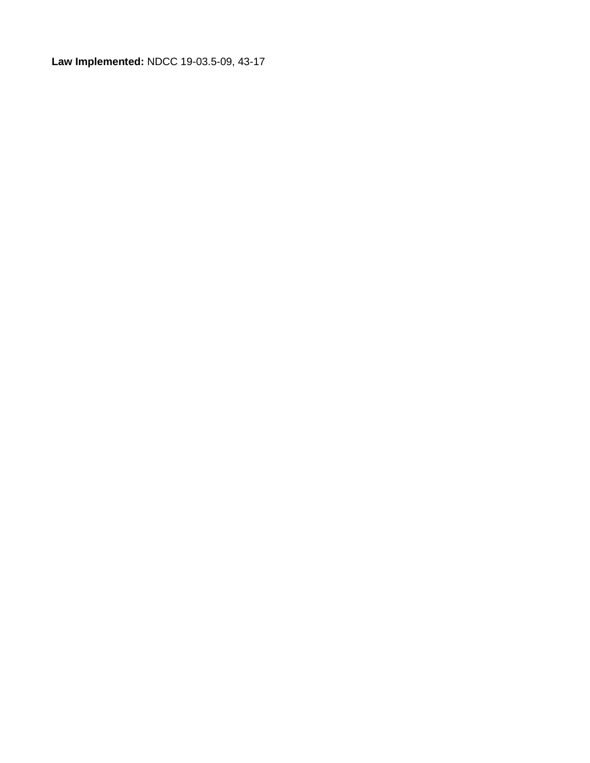**Law Implemented:** NDCC 19-03.5-09, 43-17